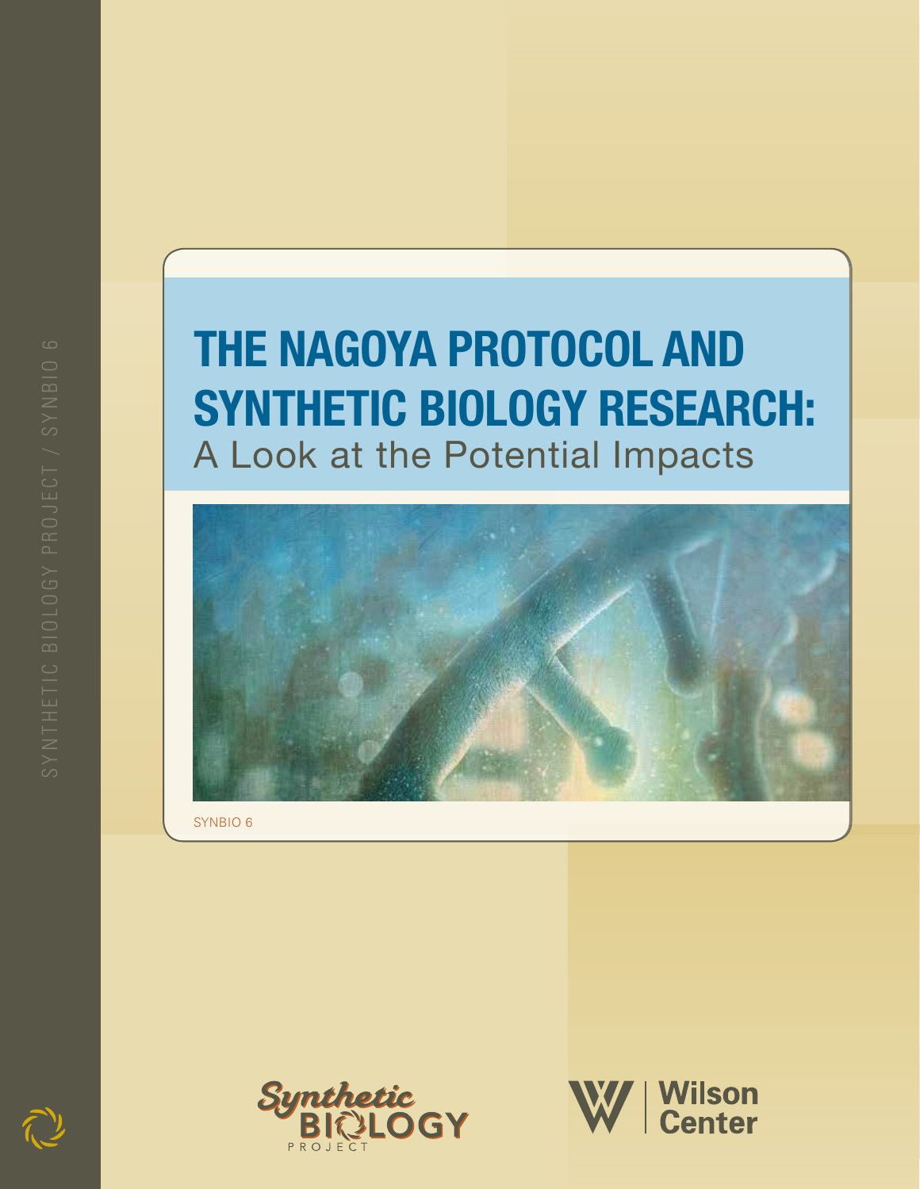# THE NAGOYA PROTOCOL AND SYNTHETIC BIOLOGY RESEARCH:

## A Look at the Potential Impacts

SYNBIO 6

SYNTHETIC BIOLOGY PROJECT / SYNBIO 6

Synthetic BIOLOGY PROJECT

Wilson Center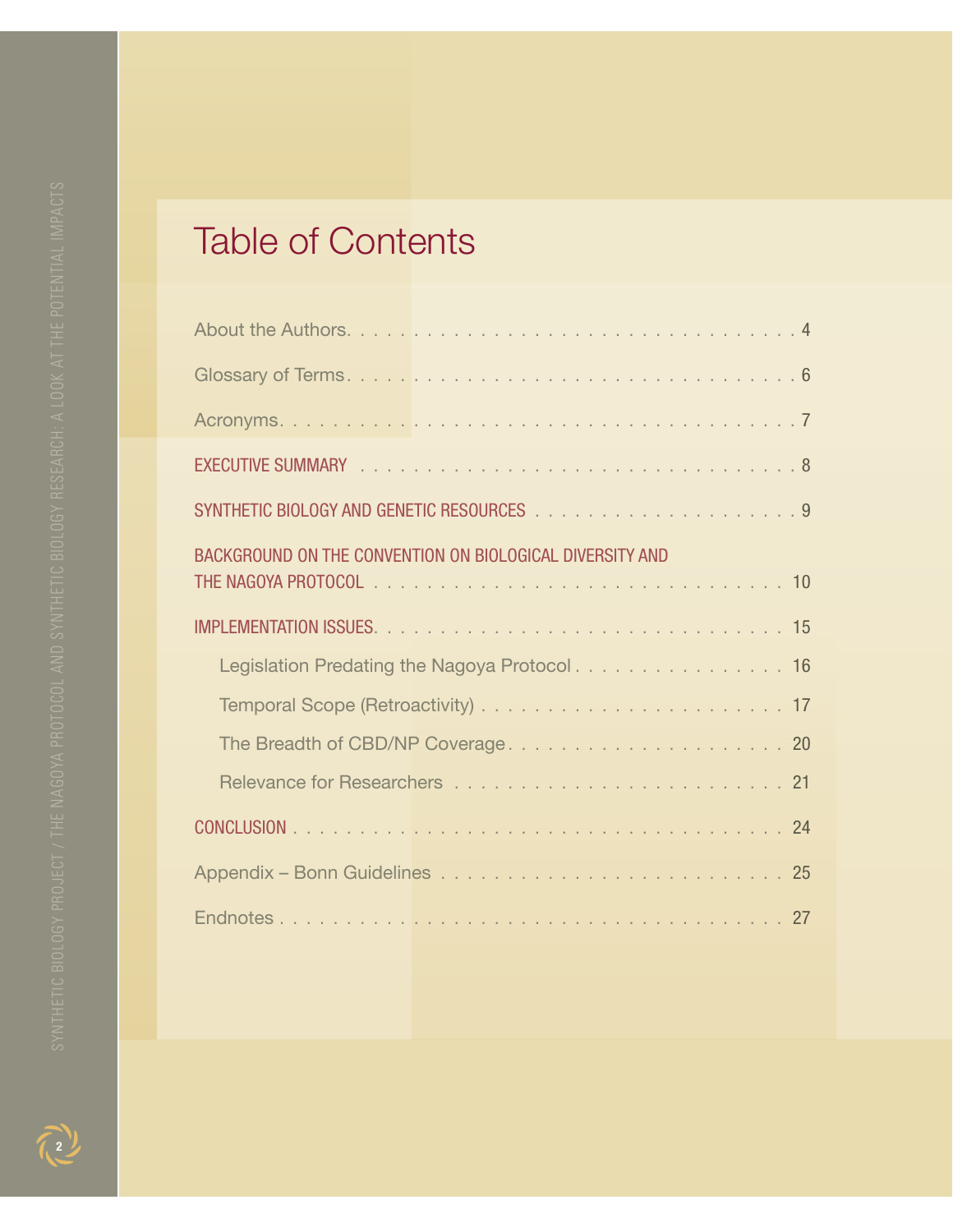# Table of Contents

About the Authors. . . . . . . . . . . . . . . . . . . . . . . . . . . . . . . . . . 4

Glossary of Terms . . . . . . . . . . . . . . . . . . . . . . . . . . . . . . . . . 6

Acronyms. . . . . . . . . . . . . . . . . . . . . . . . . . . . . . . . . . . . . . 7

EXECUTIVE SUMMARY . . . . . . . . . . . . . . . . . . . . . . . . . . . . . . . 8

SYNTHETIC BIOLOGY AND GENETIC RESOURCES . . . . . . . . . . . . . . . . . . . . 9

BACKGROUND ON THE CONVENTION ON BIOLOGICAL DIVERSITY AND THE NAGOYA PROTOCOL . . . . . . . . . . . . . . . . . . . . . . . . . . . . . . 10

IMPLEMENTATION ISSUES. . . . . . . . . . . . . . . . . . . . . . . . . . . . . 15

- Legislation Predating the Nagoya Protocol . . . . . . . . . . . . . . . . 16
- Temporal Scope (Retroactivity) . . . . . . . . . . . . . . . . . . . . . . . 17
- The Breadth of CBD/NP Coverage. . . . . . . . . . . . . . . . . . . . . . 20
- Relevance for Researchers . . . . . . . . . . . . . . . . . . . . . . . . . 21

CONCLUSION . . . . . . . . . . . . . . . . . . . . . . . . . . . . . . . . . . . 24

Appendix – Bonn Guidelines . . . . . . . . . . . . . . . . . . . . . . . . . . 25

Endnotes . . . . . . . . . . . . . . . . . . . . . . . . . . . . . . . . . . . . 27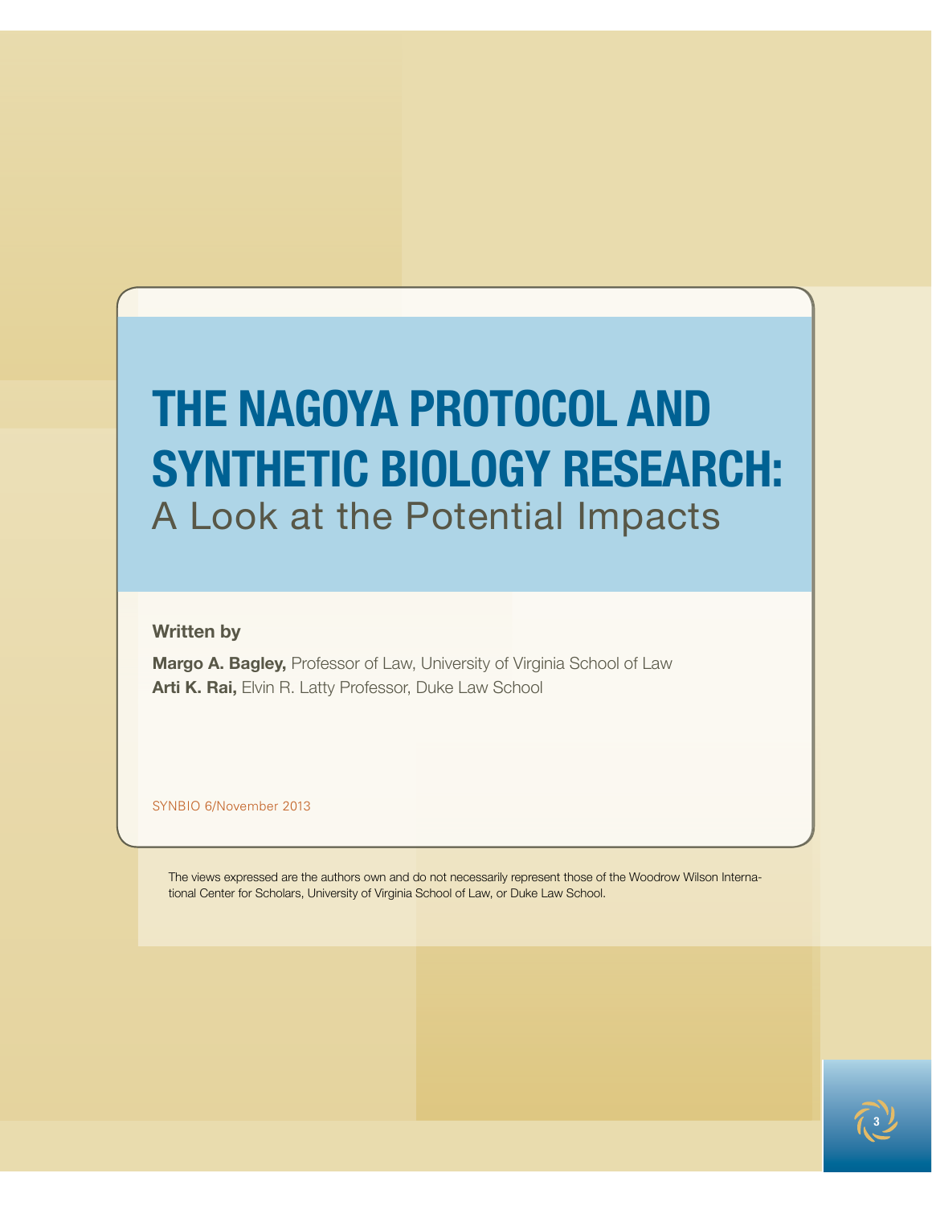# THE NAGOYA PROTOCOL AND SYNTHETIC BIOLOGY RESEARCH:

## A Look at the Potential Impacts

**Written by**

**Margo A. Bagley,** Professor of Law, University of Virginia School of Law
**Arti K. Rai,** Elvin R. Latty Professor, Duke Law School

SYNBIO 6/November 2013

The views expressed are the authors own and do not necessarily represent those of the Woodrow Wilson International Center for Scholars, University of Virginia School of Law, or Duke Law School.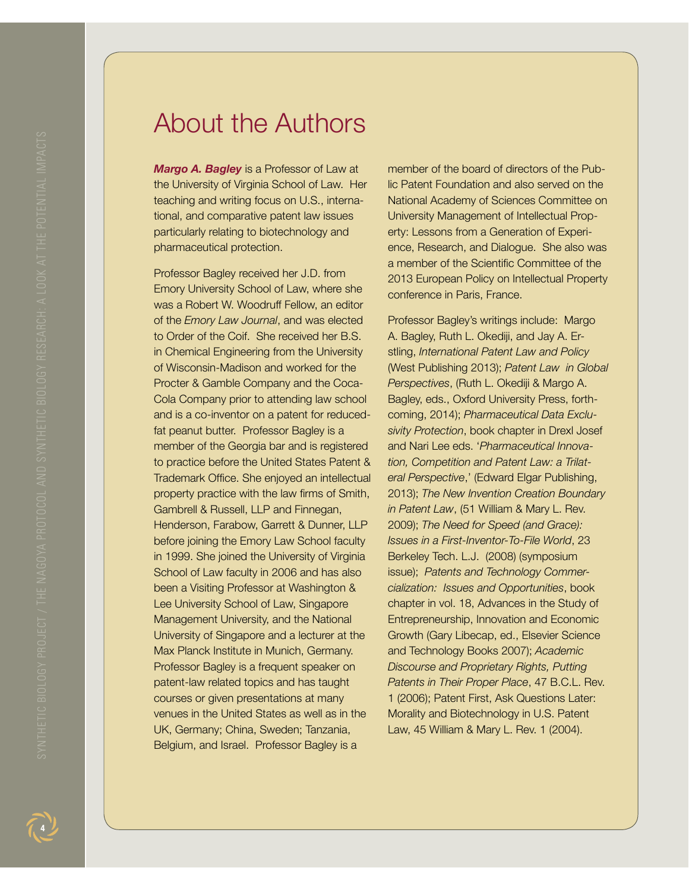# About the Authors

***Margo A. Bagley*** is a Professor of Law at the University of Virginia School of Law. Her teaching and writing focus on U.S., international, and comparative patent law issues particularly relating to biotechnology and pharmaceutical protection.

Professor Bagley received her J.D. from Emory University School of Law, where she was a Robert W. Woodruff Fellow, an editor of the *Emory Law Journal*, and was elected to Order of the Coif. She received her B.S. in Chemical Engineering from the University of Wisconsin-Madison and worked for the Procter & Gamble Company and the Coca-Cola Company prior to attending law school and is a co-inventor on a patent for reduced-fat peanut butter. Professor Bagley is a member of the Georgia bar and is registered to practice before the United States Patent & Trademark Office. She enjoyed an intellectual property practice with the law firms of Smith, Gambrell & Russell, LLP and Finnegan, Henderson, Farabow, Garrett & Dunner, LLP before joining the Emory Law School faculty in 1999. She joined the University of Virginia School of Law faculty in 2006 and has also been a Visiting Professor at Washington & Lee University School of Law, Singapore Management University, and the National University of Singapore and a lecturer at the Max Planck Institute in Munich, Germany. Professor Bagley is a frequent speaker on patent-law related topics and has taught courses or given presentations at many venues in the United States as well as in the UK, Germany; China, Sweden; Tanzania, Belgium, and Israel. Professor Bagley is a member of the board of directors of the Public Patent Foundation and also served on the National Academy of Sciences Committee on University Management of Intellectual Property: Lessons from a Generation of Experience, Research, and Dialogue. She also was a member of the Scientific Committee of the 2013 European Policy on Intellectual Property conference in Paris, France.

Professor Bagley's writings include: Margo A. Bagley, Ruth L. Okediji, and Jay A. Erstling, *International Patent Law and Policy* (West Publishing 2013); *Patent Law in Global Perspectives*, (Ruth L. Okediji & Margo A. Bagley, eds., Oxford University Press, forthcoming, 2014); *Pharmaceutical Data Exclusivity Protection*, book chapter in Drexl Josef and Nari Lee eds. '*Pharmaceutical Innovation, Competition and Patent Law: a Trilateral Perspective*,' (Edward Elgar Publishing, 2013); *The New Invention Creation Boundary in Patent Law*, (51 William & Mary L. Rev. 2009); *The Need for Speed (and Grace): Issues in a First-Inventor-To-File World*, 23 Berkeley Tech. L.J. (2008) (symposium issue); *Patents and Technology Commercialization: Issues and Opportunities*, book chapter in vol. 18, Advances in the Study of Entrepreneurship, Innovation and Economic Growth (Gary Libecap, ed., Elsevier Science and Technology Books 2007); *Academic Discourse and Proprietary Rights, Putting Patents in Their Proper Place*, 47 B.C.L. Rev. 1 (2006); Patent First, Ask Questions Later: Morality and Biotechnology in U.S. Patent Law, 45 William & Mary L. Rev. 1 (2004).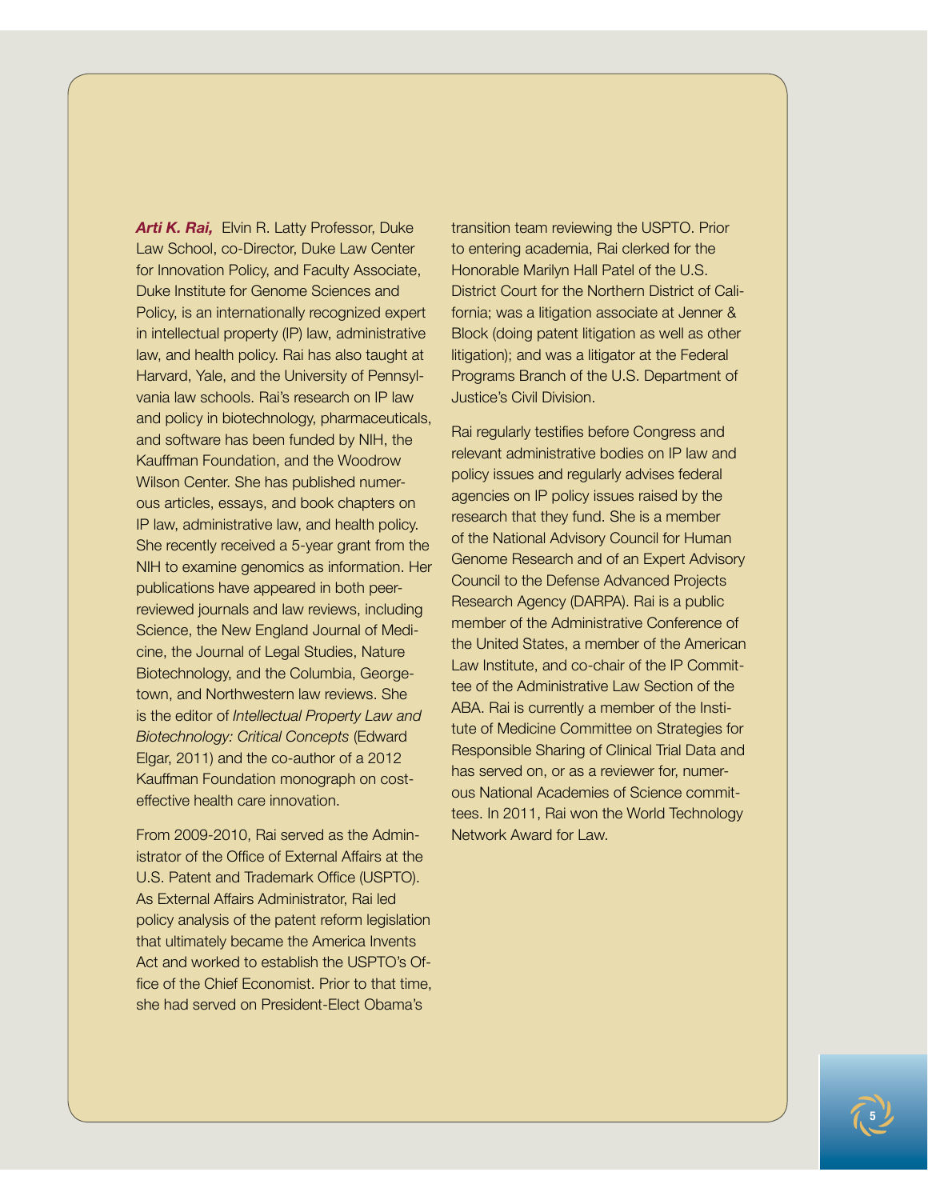***Arti K. Rai,*** Elvin R. Latty Professor, Duke Law School, co-Director, Duke Law Center for Innovation Policy, and Faculty Associate, Duke Institute for Genome Sciences and Policy, is an internationally recognized expert in intellectual property (IP) law, administrative law, and health policy. Rai has also taught at Harvard, Yale, and the University of Pennsylvania law schools. Rai's research on IP law and policy in biotechnology, pharmaceuticals, and software has been funded by NIH, the Kauffman Foundation, and the Woodrow Wilson Center. She has published numerous articles, essays, and book chapters on IP law, administrative law, and health policy. She recently received a 5-year grant from the NIH to examine genomics as information. Her publications have appeared in both peer-reviewed journals and law reviews, including Science, the New England Journal of Medicine, the Journal of Legal Studies, Nature Biotechnology, and the Columbia, Georgetown, and Northwestern law reviews. She is the editor of *Intellectual Property Law and Biotechnology: Critical Concepts* (Edward Elgar, 2011) and the co-author of a 2012 Kauffman Foundation monograph on cost-effective health care innovation.

From 2009-2010, Rai served as the Administrator of the Office of External Affairs at the U.S. Patent and Trademark Office (USPTO). As External Affairs Administrator, Rai led policy analysis of the patent reform legislation that ultimately became the America Invents Act and worked to establish the USPTO's Office of the Chief Economist. Prior to that time, she had served on President-Elect Obama's transition team reviewing the USPTO. Prior to entering academia, Rai clerked for the Honorable Marilyn Hall Patel of the U.S. District Court for the Northern District of California; was a litigation associate at Jenner & Block (doing patent litigation as well as other litigation); and was a litigator at the Federal Programs Branch of the U.S. Department of Justice's Civil Division.

Rai regularly testifies before Congress and relevant administrative bodies on IP law and policy issues and regularly advises federal agencies on IP policy issues raised by the research that they fund. She is a member of the National Advisory Council for Human Genome Research and of an Expert Advisory Council to the Defense Advanced Projects Research Agency (DARPA). Rai is a public member of the Administrative Conference of the United States, a member of the American Law Institute, and co-chair of the IP Committee of the Administrative Law Section of the ABA. Rai is currently a member of the Institute of Medicine Committee on Strategies for Responsible Sharing of Clinical Trial Data and has served on, or as a reviewer for, numerous National Academies of Science committees. In 2011, Rai won the World Technology Network Award for Law.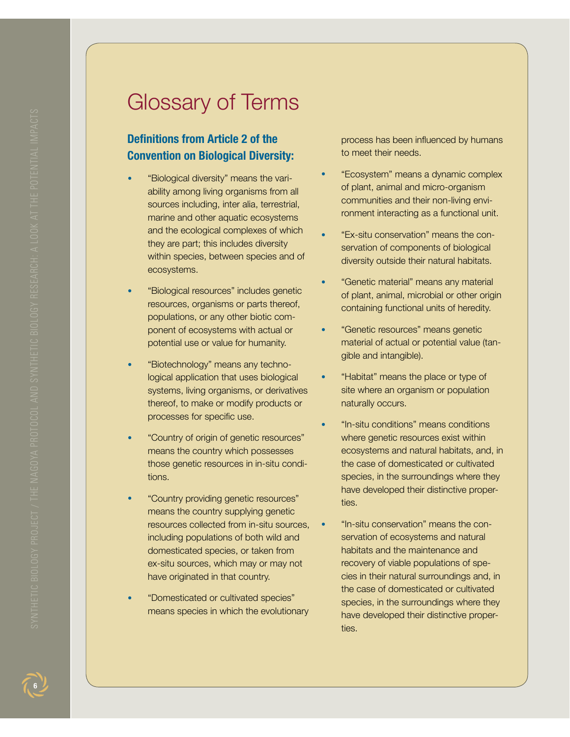# Glossary of Terms

### Definitions from Article 2 of the Convention on Biological Diversity:

- "Biological diversity" means the variability among living organisms from all sources including, inter alia, terrestrial, marine and other aquatic ecosystems and the ecological complexes of which they are part; this includes diversity within species, between species and of ecosystems.
- "Biological resources" includes genetic resources, organisms or parts thereof, populations, or any other biotic component of ecosystems with actual or potential use or value for humanity.
- "Biotechnology" means any technological application that uses biological systems, living organisms, or derivatives thereof, to make or modify products or processes for specific use.
- "Country of origin of genetic resources" means the country which possesses those genetic resources in in-situ conditions.
- "Country providing genetic resources" means the country supplying genetic resources collected from in-situ sources, including populations of both wild and domesticated species, or taken from ex-situ sources, which may or may not have originated in that country.
- "Domesticated or cultivated species" means species in which the evolutionary process has been influenced by humans to meet their needs.
- "Ecosystem" means a dynamic complex of plant, animal and micro-organism communities and their non-living environment interacting as a functional unit.
- "Ex-situ conservation" means the conservation of components of biological diversity outside their natural habitats.
- "Genetic material" means any material of plant, animal, microbial or other origin containing functional units of heredity.
- "Genetic resources" means genetic material of actual or potential value (tangible and intangible).
- "Habitat" means the place or type of site where an organism or population naturally occurs.
- "In-situ conditions" means conditions where genetic resources exist within ecosystems and natural habitats, and, in the case of domesticated or cultivated species, in the surroundings where they have developed their distinctive properties.
- "In-situ conservation" means the conservation of ecosystems and natural habitats and the maintenance and recovery of viable populations of species in their natural surroundings and, in the case of domesticated or cultivated species, in the surroundings where they have developed their distinctive properties.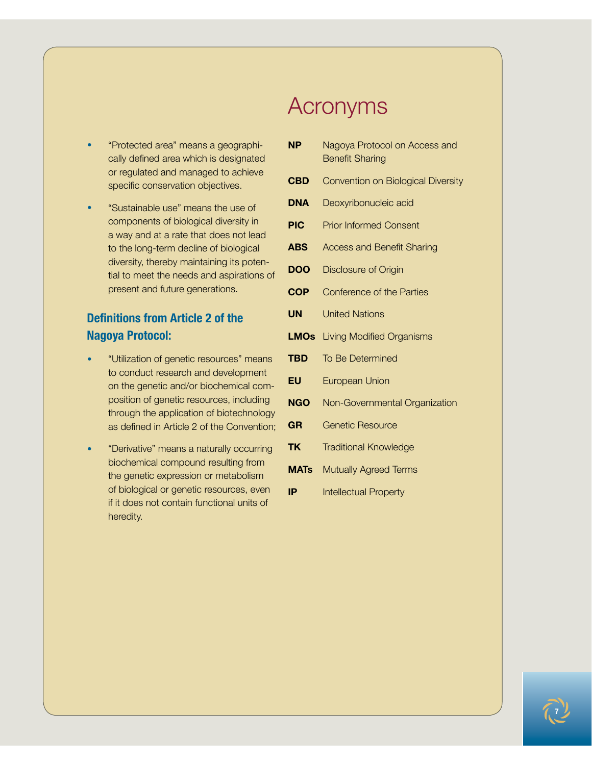- "Protected area" means a geographically defined area which is designated or regulated and managed to achieve specific conservation objectives.
- "Sustainable use" means the use of components of biological diversity in a way and at a rate that does not lead to the long-term decline of biological diversity, thereby maintaining its potential to meet the needs and aspirations of present and future generations.

### Definitions from Article 2 of the Nagoya Protocol:

- "Utilization of genetic resources" means to conduct research and development on the genetic and/or biochemical composition of genetic resources, including through the application of biotechnology as defined in Article 2 of the Convention;
- "Derivative" means a naturally occurring biochemical compound resulting from the genetic expression or metabolism of biological or genetic resources, even if it does not contain functional units of heredity.

# Acronyms

| | |
|---|---|
| **NP** | Nagoya Protocol on Access and Benefit Sharing |
| **CBD** | Convention on Biological Diversity |
| **DNA** | Deoxyribonucleic acid |
| **PIC** | Prior Informed Consent |
| **ABS** | Access and Benefit Sharing |
| **DOO** | Disclosure of Origin |
| **COP** | Conference of the Parties |
| **UN** | United Nations |
| **LMOs** | Living Modified Organisms |
| **TBD** | To Be Determined |
| **EU** | European Union |
| **NGO** | Non-Governmental Organization |
| **GR** | Genetic Resource |
| **TK** | Traditional Knowledge |
| **MATs** | Mutually Agreed Terms |
| **IP** | Intellectual Property |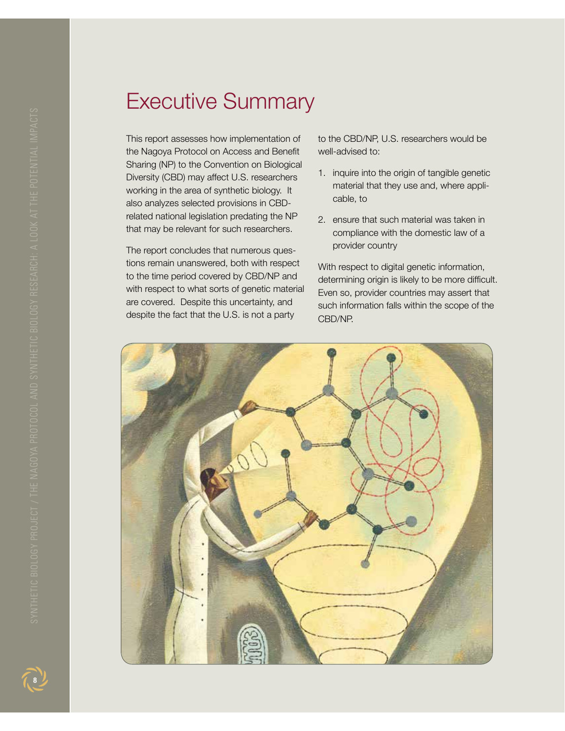# Executive Summary

This report assesses how implementation of the Nagoya Protocol on Access and Benefit Sharing (NP) to the Convention on Biological Diversity (CBD) may affect U.S. researchers working in the area of synthetic biology. It also analyzes selected provisions in CBD-related national legislation predating the NP that may be relevant for such researchers.

The report concludes that numerous questions remain unanswered, both with respect to the time period covered by CBD/NP and with respect to what sorts of genetic material are covered. Despite this uncertainty, and despite the fact that the U.S. is not a party to the CBD/NP, U.S. researchers would be well-advised to:

1. inquire into the origin of tangible genetic material that they use and, where applicable, to
2. ensure that such material was taken in compliance with the domestic law of a provider country

With respect to digital genetic information, determining origin is likely to be more difficult. Even so, provider countries may assert that such information falls within the scope of the CBD/NP.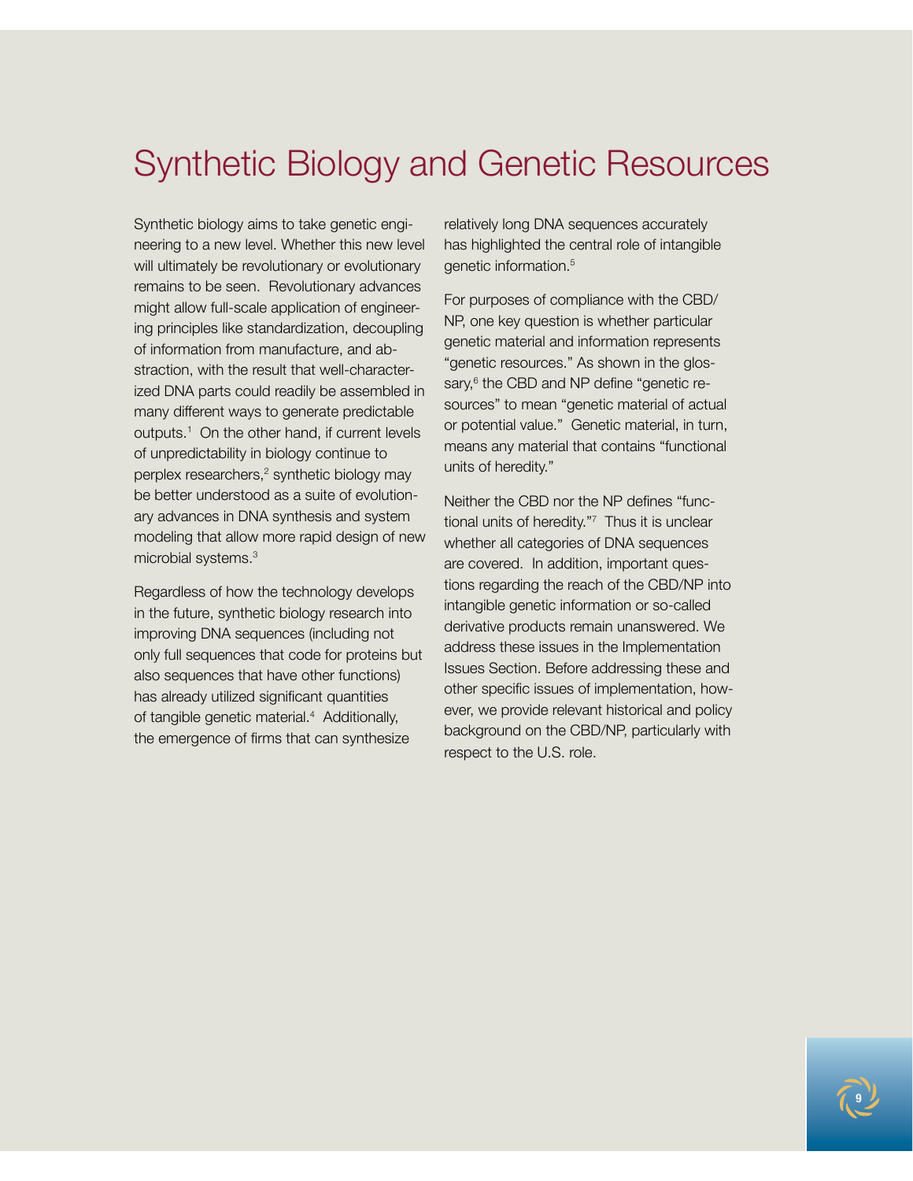# Synthetic Biology and Genetic Resources

Synthetic biology aims to take genetic engineering to a new level. Whether this new level will ultimately be revolutionary or evolutionary remains to be seen. Revolutionary advances might allow full-scale application of engineering principles like standardization, decoupling of information from manufacture, and abstraction, with the result that well-characterized DNA parts could readily be assembled in many different ways to generate predictable outputs.[1] On the other hand, if current levels of unpredictability in biology continue to perplex researchers,[2] synthetic biology may be better understood as a suite of evolutionary advances in DNA synthesis and system modeling that allow more rapid design of new microbial systems.[3]

Regardless of how the technology develops in the future, synthetic biology research into improving DNA sequences (including not only full sequences that code for proteins but also sequences that have other functions) has already utilized significant quantities of tangible genetic material.[4] Additionally, the emergence of firms that can synthesize relatively long DNA sequences accurately has highlighted the central role of intangible genetic information.[5]

For purposes of compliance with the CBD/NP, one key question is whether particular genetic material and information represents "genetic resources." As shown in the glossary,[6] the CBD and NP define "genetic resources" to mean "genetic material of actual or potential value." Genetic material, in turn, means any material that contains "functional units of heredity."

Neither the CBD nor the NP defines "functional units of heredity."[7] Thus it is unclear whether all categories of DNA sequences are covered. In addition, important questions regarding the reach of the CBD/NP into intangible genetic information or so-called derivative products remain unanswered. We address these issues in the Implementation Issues Section. Before addressing these and other specific issues of implementation, however, we provide relevant historical and policy background on the CBD/NP, particularly with respect to the U.S. role.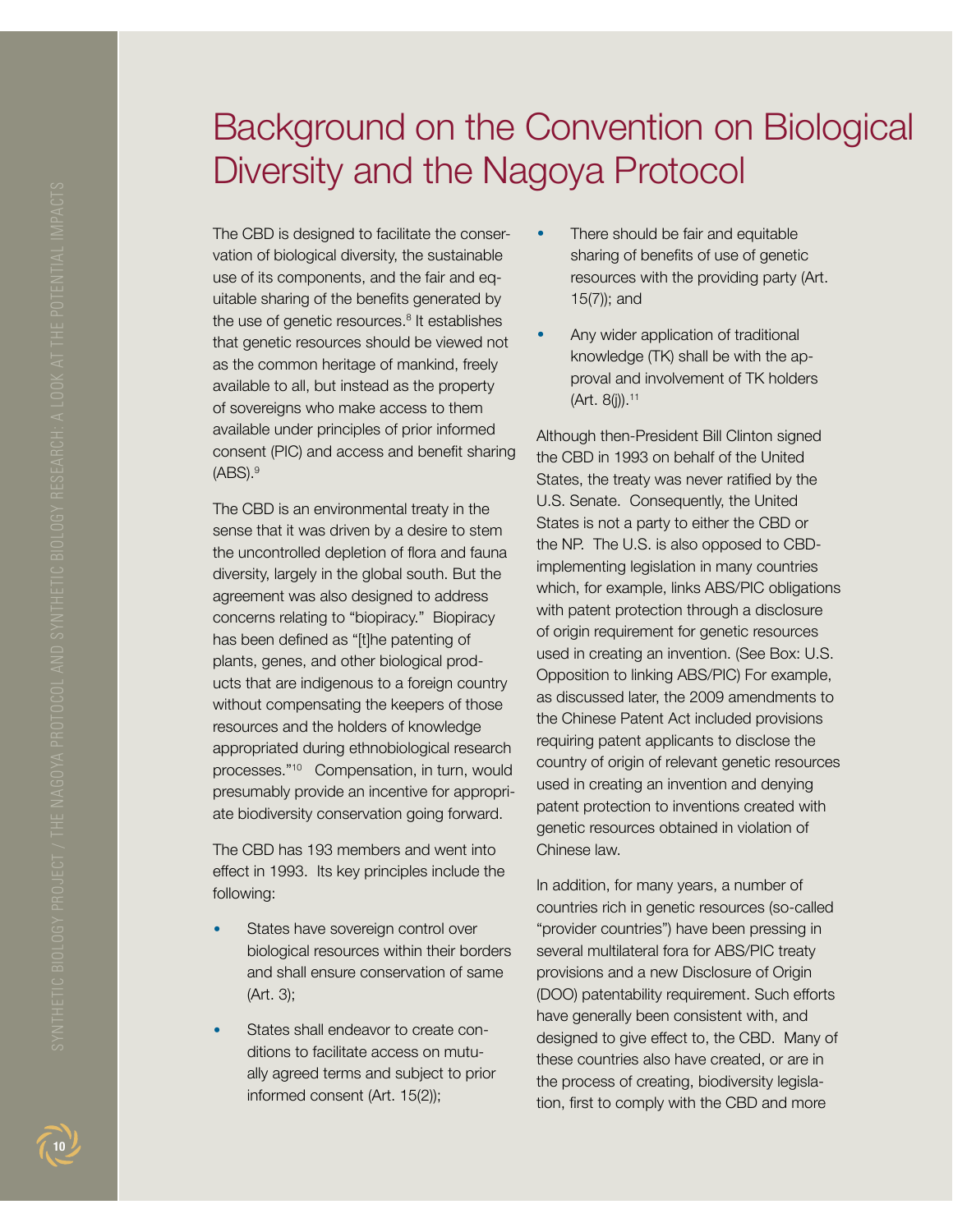# Background on the Convention on Biological Diversity and the Nagoya Protocol

The CBD is designed to facilitate the conservation of biological diversity, the sustainable use of its components, and the fair and equitable sharing of the benefits generated by the use of genetic resources.[8] It establishes that genetic resources should be viewed not as the common heritage of mankind, freely available to all, but instead as the property of sovereigns who make access to them available under principles of prior informed consent (PIC) and access and benefit sharing (ABS).[9]

The CBD is an environmental treaty in the sense that it was driven by a desire to stem the uncontrolled depletion of flora and fauna diversity, largely in the global south. But the agreement was also designed to address concerns relating to "biopiracy." Biopiracy has been defined as "[t]he patenting of plants, genes, and other biological products that are indigenous to a foreign country without compensating the keepers of those resources and the holders of knowledge appropriated during ethnobiological research processes."[10] Compensation, in turn, would presumably provide an incentive for appropriate biodiversity conservation going forward.

The CBD has 193 members and went into effect in 1993. Its key principles include the following:

- States have sovereign control over biological resources within their borders and shall ensure conservation of same (Art. 3);
- States shall endeavor to create conditions to facilitate access on mutually agreed terms and subject to prior informed consent (Art. 15(2));
- There should be fair and equitable sharing of benefits of use of genetic resources with the providing party (Art. 15(7)); and
- Any wider application of traditional knowledge (TK) shall be with the approval and involvement of TK holders (Art. 8(j)).[11]

Although then-President Bill Clinton signed the CBD in 1993 on behalf of the United States, the treaty was never ratified by the U.S. Senate. Consequently, the United States is not a party to either the CBD or the NP. The U.S. is also opposed to CBD-implementing legislation in many countries which, for example, links ABS/PIC obligations with patent protection through a disclosure of origin requirement for genetic resources used in creating an invention. (See Box: U.S. Opposition to linking ABS/PIC) For example, as discussed later, the 2009 amendments to the Chinese Patent Act included provisions requiring patent applicants to disclose the country of origin of relevant genetic resources used in creating an invention and denying patent protection to inventions created with genetic resources obtained in violation of Chinese law.

In addition, for many years, a number of countries rich in genetic resources (so-called "provider countries") have been pressing in several multilateral fora for ABS/PIC treaty provisions and a new Disclosure of Origin (DOO) patentability requirement. Such efforts have generally been consistent with, and designed to give effect to, the CBD. Many of these countries also have created, or are in the process of creating, biodiversity legislation, first to comply with the CBD and more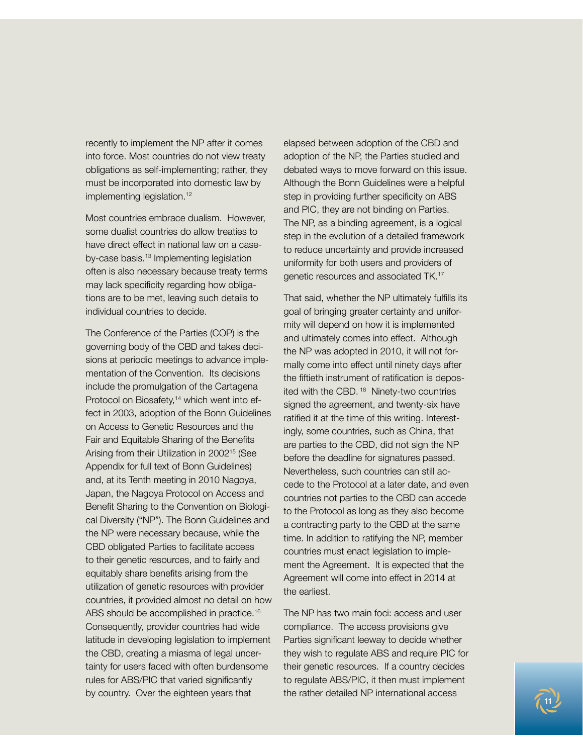recently to implement the NP after it comes into force. Most countries do not view treaty obligations as self-implementing; rather, they must be incorporated into domestic law by implementing legislation.[12]

Most countries embrace dualism. However, some dualist countries do allow treaties to have direct effect in national law on a case-by-case basis.[13] Implementing legislation often is also necessary because treaty terms may lack specificity regarding how obligations are to be met, leaving such details to individual countries to decide.

The Conference of the Parties (COP) is the governing body of the CBD and takes decisions at periodic meetings to advance implementation of the Convention. Its decisions include the promulgation of the Cartagena Protocol on Biosafety,[14] which went into effect in 2003, adoption of the Bonn Guidelines on Access to Genetic Resources and the Fair and Equitable Sharing of the Benefits Arising from their Utilization in 2002[15] (See Appendix for full text of Bonn Guidelines) and, at its Tenth meeting in 2010 Nagoya, Japan, the Nagoya Protocol on Access and Benefit Sharing to the Convention on Biological Diversity ("NP"). The Bonn Guidelines and the NP were necessary because, while the CBD obligated Parties to facilitate access to their genetic resources, and to fairly and equitably share benefits arising from the utilization of genetic resources with provider countries, it provided almost no detail on how ABS should be accomplished in practice.[16] Consequently, provider countries had wide latitude in developing legislation to implement the CBD, creating a miasma of legal uncertainty for users faced with often burdensome rules for ABS/PIC that varied significantly by country. Over the eighteen years that elapsed between adoption of the CBD and adoption of the NP, the Parties studied and debated ways to move forward on this issue. Although the Bonn Guidelines were a helpful step in providing further specificity on ABS and PIC, they are not binding on Parties. The NP, as a binding agreement, is a logical step in the evolution of a detailed framework to reduce uncertainty and provide increased uniformity for both users and providers of genetic resources and associated TK.[17]

That said, whether the NP ultimately fulfills its goal of bringing greater certainty and uniformity will depend on how it is implemented and ultimately comes into effect. Although the NP was adopted in 2010, it will not formally come into effect until ninety days after the fiftieth instrument of ratification is deposited with the CBD.[18] Ninety-two countries signed the agreement, and twenty-six have ratified it at the time of this writing. Interestingly, some countries, such as China, that are parties to the CBD, did not sign the NP before the deadline for signatures passed. Nevertheless, such countries can still accede to the Protocol at a later date, and even countries not parties to the CBD can accede to the Protocol as long as they also become a contracting party to the CBD at the same time. In addition to ratifying the NP, member countries must enact legislation to implement the Agreement. It is expected that the Agreement will come into effect in 2014 at the earliest.

The NP has two main foci: access and user compliance. The access provisions give Parties significant leeway to decide whether they wish to regulate ABS and require PIC for their genetic resources. If a country decides to regulate ABS/PIC, it then must implement the rather detailed NP international access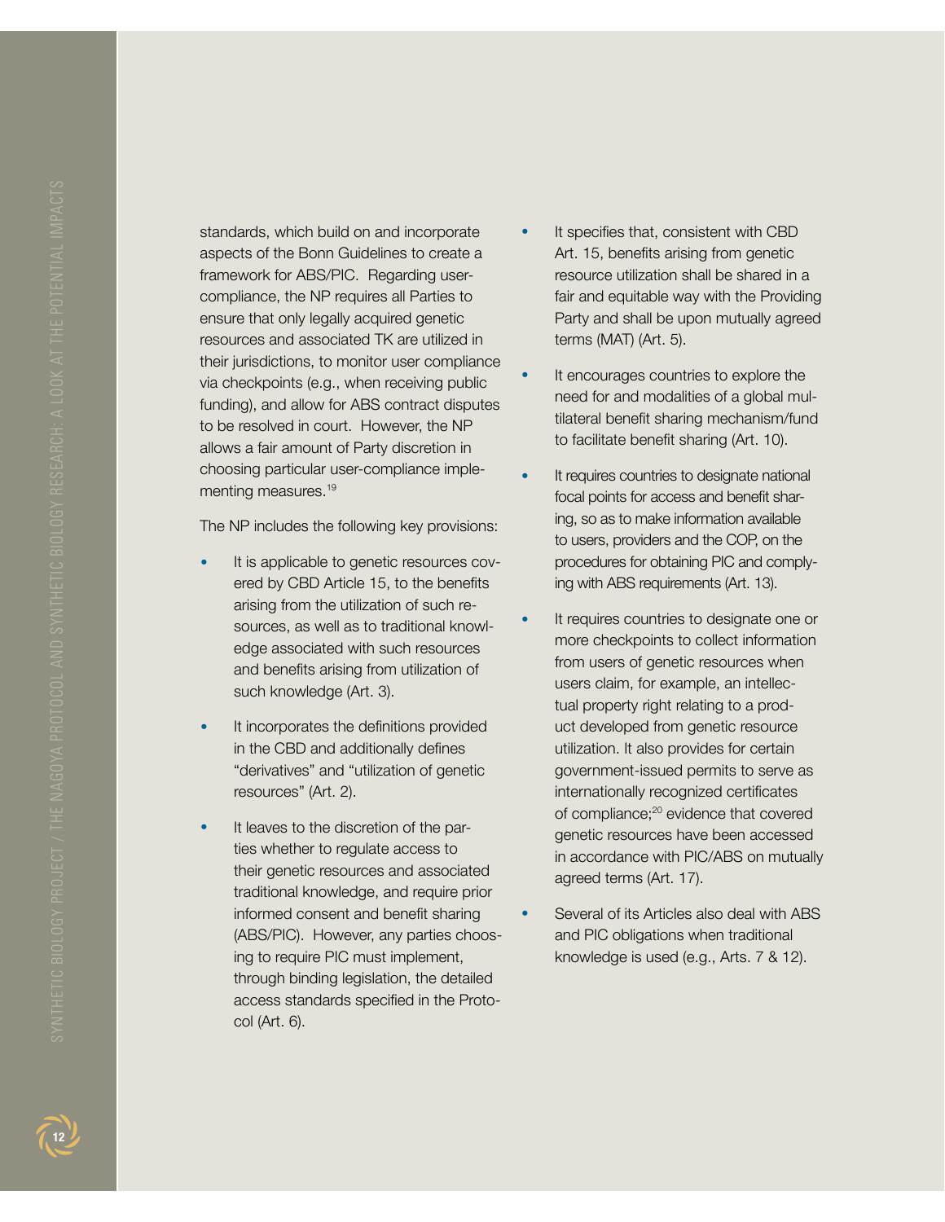standards, which build on and incorporate aspects of the Bonn Guidelines to create a framework for ABS/PIC. Regarding user-compliance, the NP requires all Parties to ensure that only legally acquired genetic resources and associated TK are utilized in their jurisdictions, to monitor user compliance via checkpoints (e.g., when receiving public funding), and allow for ABS contract disputes to be resolved in court. However, the NP allows a fair amount of Party discretion in choosing particular user-compliance implementing measures.[19]

The NP includes the following key provisions:

- It is applicable to genetic resources covered by CBD Article 15, to the benefits arising from the utilization of such resources, as well as to traditional knowledge associated with such resources and benefits arising from utilization of such knowledge (Art. 3).
- It incorporates the definitions provided in the CBD and additionally defines "derivatives" and "utilization of genetic resources" (Art. 2).
- It leaves to the discretion of the parties whether to regulate access to their genetic resources and associated traditional knowledge, and require prior informed consent and benefit sharing (ABS/PIC). However, any parties choosing to require PIC must implement, through binding legislation, the detailed access standards specified in the Protocol (Art. 6).
- It specifies that, consistent with CBD Art. 15, benefits arising from genetic resource utilization shall be shared in a fair and equitable way with the Providing Party and shall be upon mutually agreed terms (MAT) (Art. 5).
- It encourages countries to explore the need for and modalities of a global multilateral benefit sharing mechanism/fund to facilitate benefit sharing (Art. 10).
- It requires countries to designate national focal points for access and benefit sharing, so as to make information available to users, providers and the COP, on the procedures for obtaining PIC and complying with ABS requirements (Art. 13).
- It requires countries to designate one or more checkpoints to collect information from users of genetic resources when users claim, for example, an intellectual property right relating to a product developed from genetic resource utilization. It also provides for certain government-issued permits to serve as internationally recognized certificates of compliance;[20] evidence that covered genetic resources have been accessed in accordance with PIC/ABS on mutually agreed terms (Art. 17).
- Several of its Articles also deal with ABS and PIC obligations when traditional knowledge is used (e.g., Arts. 7 & 12).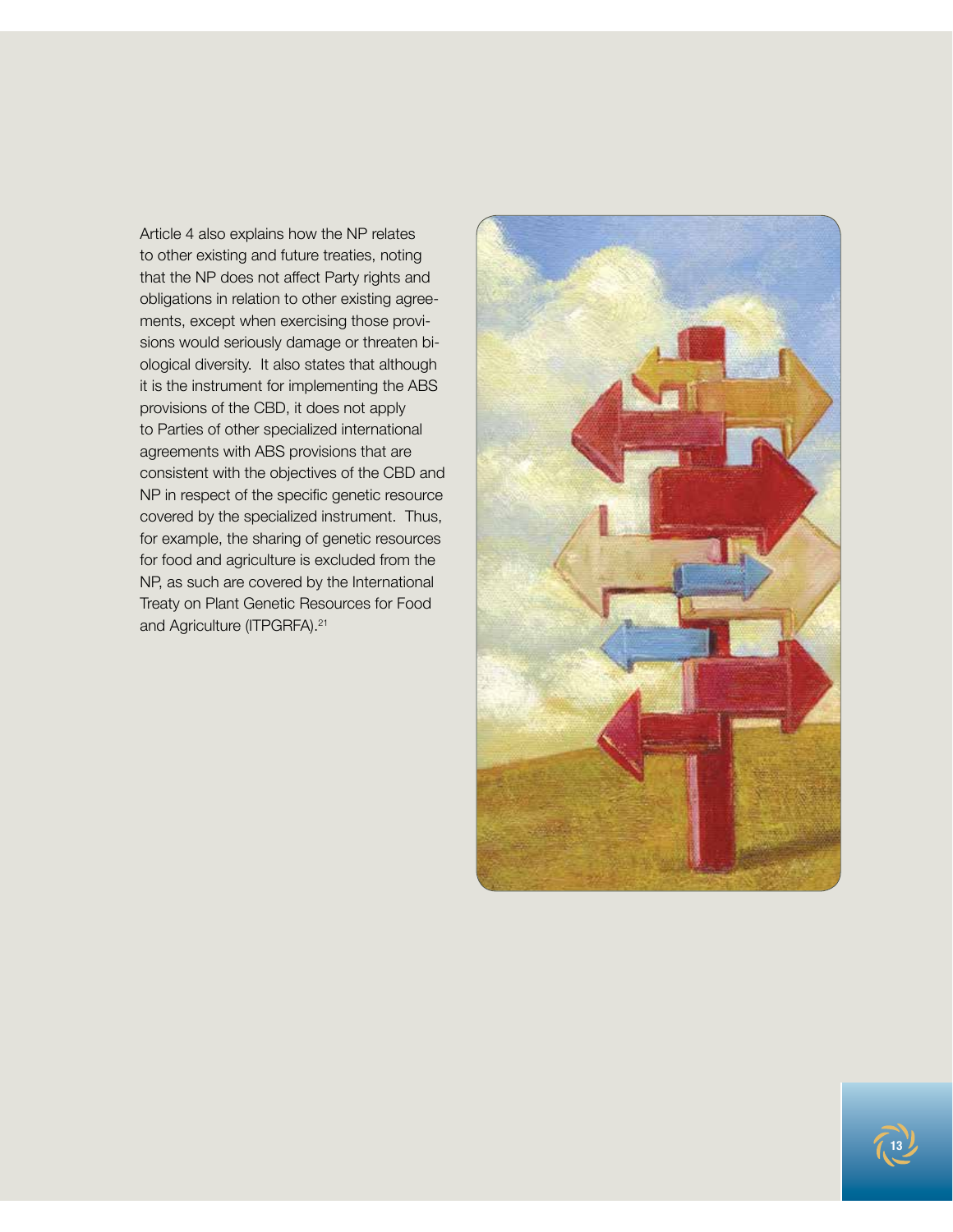Article 4 also explains how the NP relates to other existing and future treaties, noting that the NP does not affect Party rights and obligations in relation to other existing agreements, except when exercising those provisions would seriously damage or threaten biological diversity. It also states that although it is the instrument for implementing the ABS provisions of the CBD, it does not apply to Parties of other specialized international agreements with ABS provisions that are consistent with the objectives of the CBD and NP in respect of the specific genetic resource covered by the specialized instrument. Thus, for example, the sharing of genetic resources for food and agriculture is excluded from the NP, as such are covered by the International Treaty on Plant Genetic Resources for Food and Agriculture (ITPGRFA).[21]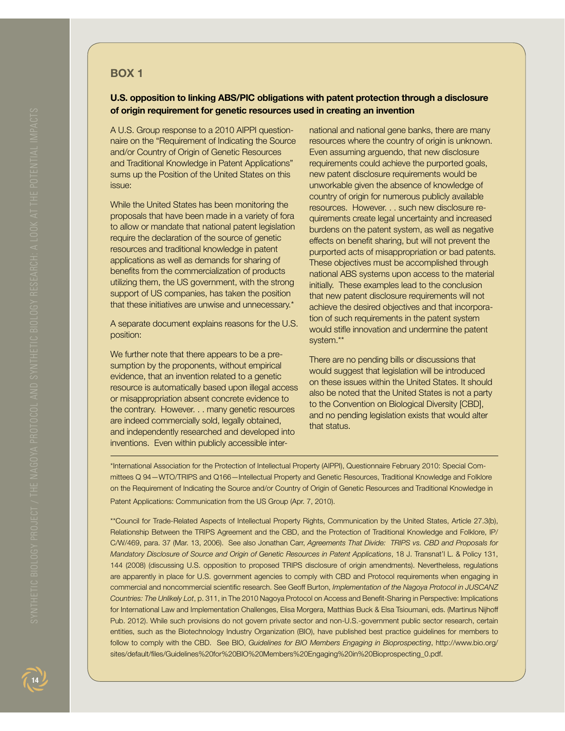## BOX 1

**U.S. opposition to linking ABS/PIC obligations with patent protection through a disclosure of origin requirement for genetic resources used in creating an invention**

A U.S. Group response to a 2010 AIPPI questionnaire on the "Requirement of Indicating the Source and/or Country of Origin of Genetic Resources and Traditional Knowledge in Patent Applications" sums up the Position of the United States on this issue:

While the United States has been monitoring the proposals that have been made in a variety of fora to allow or mandate that national patent legislation require the declaration of the source of genetic resources and traditional knowledge in patent applications as well as demands for sharing of benefits from the commercialization of products utilizing them, the US government, with the strong support of US companies, has taken the position that these initiatives are unwise and unnecessary.*

A separate document explains reasons for the U.S. position:

We further note that there appears to be a presumption by the proponents, without empirical evidence, that an invention related to a genetic resource is automatically based upon illegal access or misappropriation absent concrete evidence to the contrary. However. . . many genetic resources are indeed commercially sold, legally obtained, and independently researched and developed into inventions. Even within publicly accessible international and national gene banks, there are many resources where the country of origin is unknown. Even assuming arguendo, that new disclosure requirements could achieve the purported goals, new patent disclosure requirements would be unworkable given the absence of knowledge of country of origin for numerous publicly available resources. However. . . such new disclosure requirements create legal uncertainty and increased burdens on the patent system, as well as negative effects on benefit sharing, but will not prevent the purported acts of misappropriation or bad patents. These objectives must be accomplished through national ABS systems upon access to the material initially. These examples lead to the conclusion that new patent disclosure requirements will not achieve the desired objectives and that incorporation of such requirements in the patent system would stifle innovation and undermine the patent system.**

There are no pending bills or discussions that would suggest that legislation will be introduced on these issues within the United States. It should also be noted that the United States is not a party to the Convention on Biological Diversity [CBD], and no pending legislation exists that would alter that status.

---

*International Association for the Protection of Intellectual Property (AIPPI), Questionnaire February 2010: Special Committees Q 94—WTO/TRIPS and Q166—Intellectual Property and Genetic Resources, Traditional Knowledge and Folklore on the Requirement of Indicating the Source and/or Country of Origin of Genetic Resources and Traditional Knowledge in Patent Applications: Communication from the US Group (Apr. 7, 2010).

**Council for Trade-Related Aspects of Intellectual Property Rights, Communication by the United States, Article 27.3(b), Relationship Between the TRIPS Agreement and the CBD, and the Protection of Traditional Knowledge and Folklore, IP/C/W/469, para. 37 (Mar. 13, 2006). See also Jonathan Carr, *Agreements That Divide: TRIPS vs. CBD and Proposals for Mandatory Disclosure of Source and Origin of Genetic Resources in Patent Applications*, 18 J. Transnat'l L. & Policy 131, 144 (2008) (discussing U.S. opposition to proposed TRIPS disclosure of origin amendments). Nevertheless, regulations are apparently in place for U.S. government agencies to comply with CBD and Protocol requirements when engaging in commercial and noncommercial scientific research. See Geoff Burton, *Implementation of the Nagoya Protocol in JUSCANZ Countries: The Unlikely Lot*, p. 311, in The 2010 Nagoya Protocol on Access and Benefit-Sharing in Perspective: Implications for International Law and Implementation Challenges, Elisa Morgera, Matthias Buck & Elsa Tsioumani, eds. (Martinus Nijhoff Pub. 2012). While such provisions do not govern private sector and non-U.S.-government public sector research, certain entities, such as the Biotechnology Industry Organization (BIO), have published best practice guidelines for members to follow to comply with the CBD. See BIO, *Guidelines for BIO Members Engaging in Bioprospecting*, http://www.bio.org/sites/default/files/Guidelines%20for%20BIO%20Members%20Engaging%20in%20Bioprospecting_0.pdf.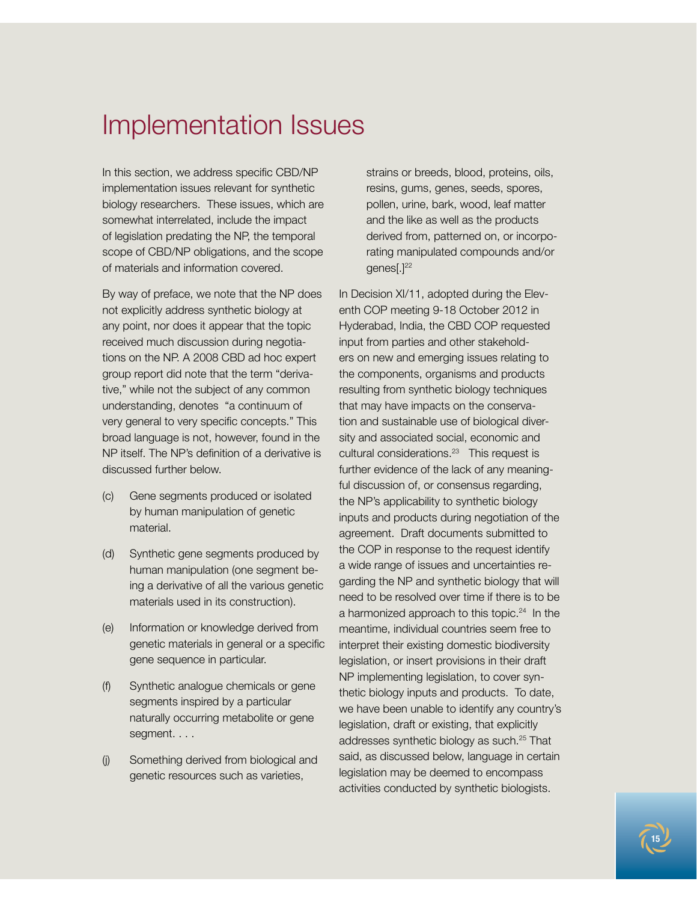# Implementation Issues

In this section, we address specific CBD/NP implementation issues relevant for synthetic biology researchers. These issues, which are somewhat interrelated, include the impact of legislation predating the NP, the temporal scope of CBD/NP obligations, and the scope of materials and information covered.

By way of preface, we note that the NP does not explicitly address synthetic biology at any point, nor does it appear that the topic received much discussion during negotiations on the NP. A 2008 CBD ad hoc expert group report did note that the term "derivative," while not the subject of any common understanding, denotes "a continuum of very general to very specific concepts." This broad language is not, however, found in the NP itself. The NP's definition of a derivative is discussed further below.

(c) Gene segments produced or isolated by human manipulation of genetic material.

(d) Synthetic gene segments produced by human manipulation (one segment being a derivative of all the various genetic materials used in its construction).

(e) Information or knowledge derived from genetic materials in general or a specific gene sequence in particular.

(f) Synthetic analogue chemicals or gene segments inspired by a particular naturally occurring metabolite or gene segment. . . .

(j) Something derived from biological and genetic resources such as varieties, strains or breeds, blood, proteins, oils, resins, gums, genes, seeds, spores, pollen, urine, bark, wood, leaf matter and the like as well as the products derived from, patterned on, or incorporating manipulated compounds and/or genes[.][22]

In Decision XI/11, adopted during the Eleventh COP meeting 9-18 October 2012 in Hyderabad, India, the CBD COP requested input from parties and other stakeholders on new and emerging issues relating to the components, organisms and products resulting from synthetic biology techniques that may have impacts on the conservation and sustainable use of biological diversity and associated social, economic and cultural considerations.[23] This request is further evidence of the lack of any meaningful discussion of, or consensus regarding, the NP's applicability to synthetic biology inputs and products during negotiation of the agreement. Draft documents submitted to the COP in response to the request identify a wide range of issues and uncertainties regarding the NP and synthetic biology that will need to be resolved over time if there is to be a harmonized approach to this topic.[24] In the meantime, individual countries seem free to interpret their existing domestic biodiversity legislation, or insert provisions in their draft NP implementing legislation, to cover synthetic biology inputs and products. To date, we have been unable to identify any country's legislation, draft or existing, that explicitly addresses synthetic biology as such.[25] That said, as discussed below, language in certain legislation may be deemed to encompass activities conducted by synthetic biologists.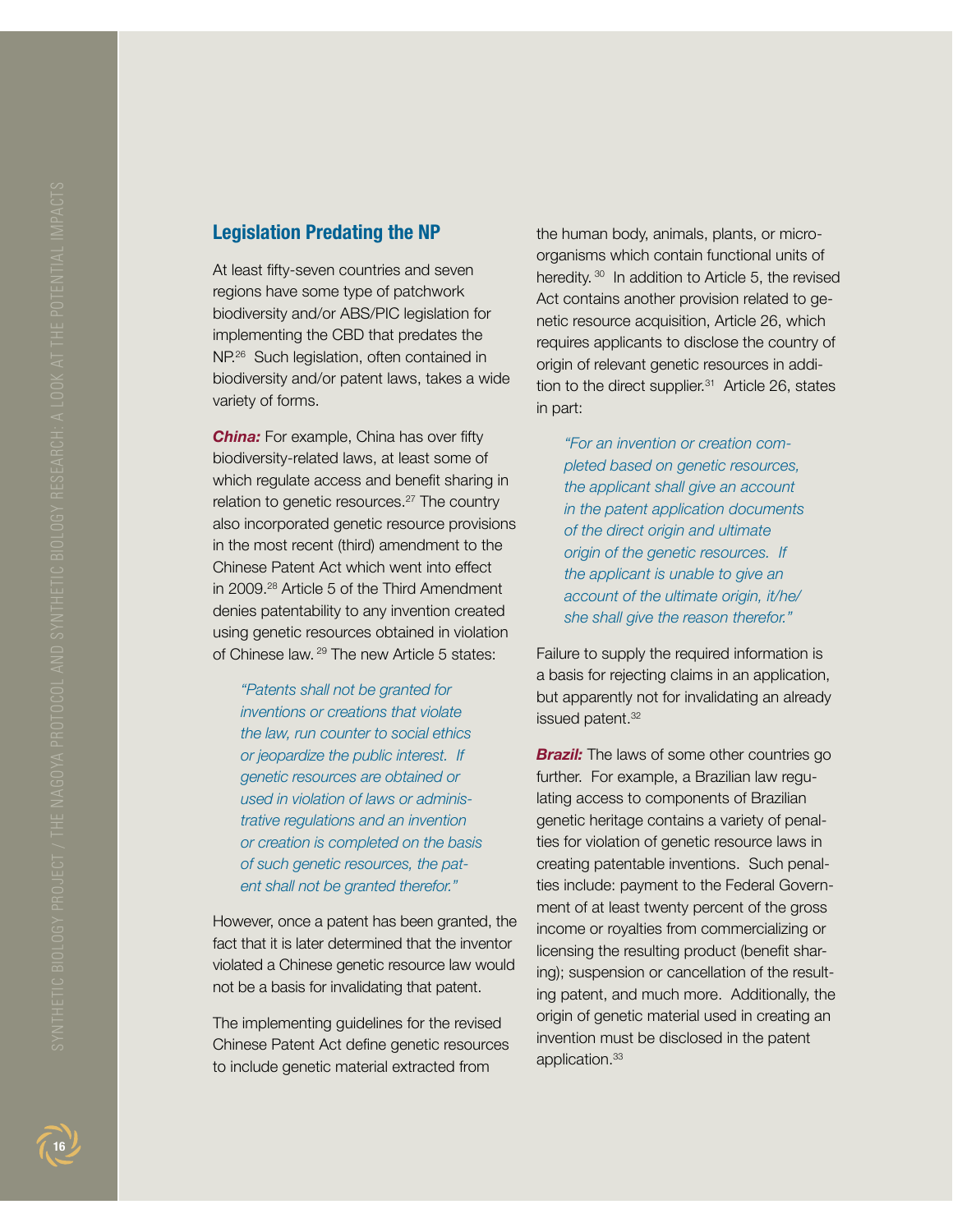## Legislation Predating the NP

At least fifty-seven countries and seven regions have some type of patchwork biodiversity and/or ABS/PIC legislation for implementing the CBD that predates the NP.[26] Such legislation, often contained in biodiversity and/or patent laws, takes a wide variety of forms.

***China:*** For example, China has over fifty biodiversity-related laws, at least some of which regulate access and benefit sharing in relation to genetic resources.[27] The country also incorporated genetic resource provisions in the most recent (third) amendment to the Chinese Patent Act which went into effect in 2009.[28] Article 5 of the Third Amendment denies patentability to any invention created using genetic resources obtained in violation of Chinese law.[29] The new Article 5 states:

> *"Patents shall not be granted for inventions or creations that violate the law, run counter to social ethics or jeopardize the public interest. If genetic resources are obtained or used in violation of laws or administrative regulations and an invention or creation is completed on the basis of such genetic resources, the patent shall not be granted therefor."*

However, once a patent has been granted, the fact that it is later determined that the inventor violated a Chinese genetic resource law would not be a basis for invalidating that patent.

The implementing guidelines for the revised Chinese Patent Act define genetic resources to include genetic material extracted from the human body, animals, plants, or micro-organisms which contain functional units of heredity.[30] In addition to Article 5, the revised Act contains another provision related to genetic resource acquisition, Article 26, which requires applicants to disclose the country of origin of relevant genetic resources in addition to the direct supplier.[31] Article 26, states in part:

> *"For an invention or creation completed based on genetic resources, the applicant shall give an account in the patent application documents of the direct origin and ultimate origin of the genetic resources. If the applicant is unable to give an account of the ultimate origin, it/he/she shall give the reason therefor."*

Failure to supply the required information is a basis for rejecting claims in an application, but apparently not for invalidating an already issued patent.[32]

***Brazil:*** The laws of some other countries go further. For example, a Brazilian law regulating access to components of Brazilian genetic heritage contains a variety of penalties for violation of genetic resource laws in creating patentable inventions. Such penalties include: payment to the Federal Government of at least twenty percent of the gross income or royalties from commercializing or licensing the resulting product (benefit sharing); suspension or cancellation of the resulting patent, and much more. Additionally, the origin of genetic material used in creating an invention must be disclosed in the patent application.[33]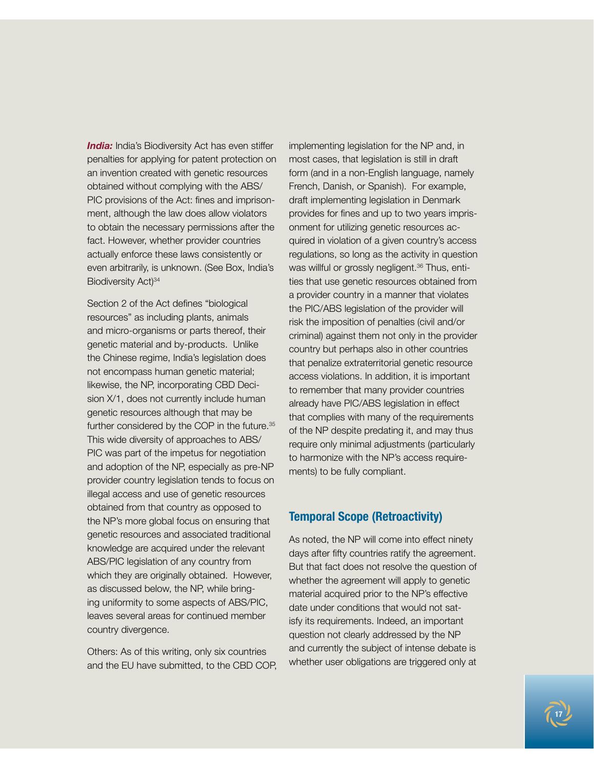***India:*** India's Biodiversity Act has even stiffer penalties for applying for patent protection on an invention created with genetic resources obtained without complying with the ABS/PIC provisions of the Act: fines and imprisonment, although the law does allow violators to obtain the necessary permissions after the fact. However, whether provider countries actually enforce these laws consistently or even arbitrarily, is unknown. (See Box, India's Biodiversity Act)[34]

Section 2 of the Act defines "biological resources" as including plants, animals and micro-organisms or parts thereof, their genetic material and by-products. Unlike the Chinese regime, India's legislation does not encompass human genetic material; likewise, the NP, incorporating CBD Decision X/1, does not currently include human genetic resources although that may be further considered by the COP in the future.[35] This wide diversity of approaches to ABS/PIC was part of the impetus for negotiation and adoption of the NP, especially as pre-NP provider country legislation tends to focus on illegal access and use of genetic resources obtained from that country as opposed to the NP's more global focus on ensuring that genetic resources and associated traditional knowledge are acquired under the relevant ABS/PIC legislation of any country from which they are originally obtained. However, as discussed below, the NP, while bringing uniformity to some aspects of ABS/PIC, leaves several areas for continued member country divergence.

Others: As of this writing, only six countries and the EU have submitted, to the CBD COP, implementing legislation for the NP and, in most cases, that legislation is still in draft form (and in a non-English language, namely French, Danish, or Spanish). For example, draft implementing legislation in Denmark provides for fines and up to two years imprisonment for utilizing genetic resources acquired in violation of a given country's access regulations, so long as the activity in question was willful or grossly negligent.[36] Thus, entities that use genetic resources obtained from a provider country in a manner that violates the PIC/ABS legislation of the provider will risk the imposition of penalties (civil and/or criminal) against them not only in the provider country but perhaps also in other countries that penalize extraterritorial genetic resource access violations. In addition, it is important to remember that many provider countries already have PIC/ABS legislation in effect that complies with many of the requirements of the NP despite predating it, and may thus require only minimal adjustments (particularly to harmonize with the NP's access requirements) to be fully compliant.

## Temporal Scope (Retroactivity)

As noted, the NP will come into effect ninety days after fifty countries ratify the agreement. But that fact does not resolve the question of whether the agreement will apply to genetic material acquired prior to the NP's effective date under conditions that would not satisfy its requirements. Indeed, an important question not clearly addressed by the NP and currently the subject of intense debate is whether user obligations are triggered only at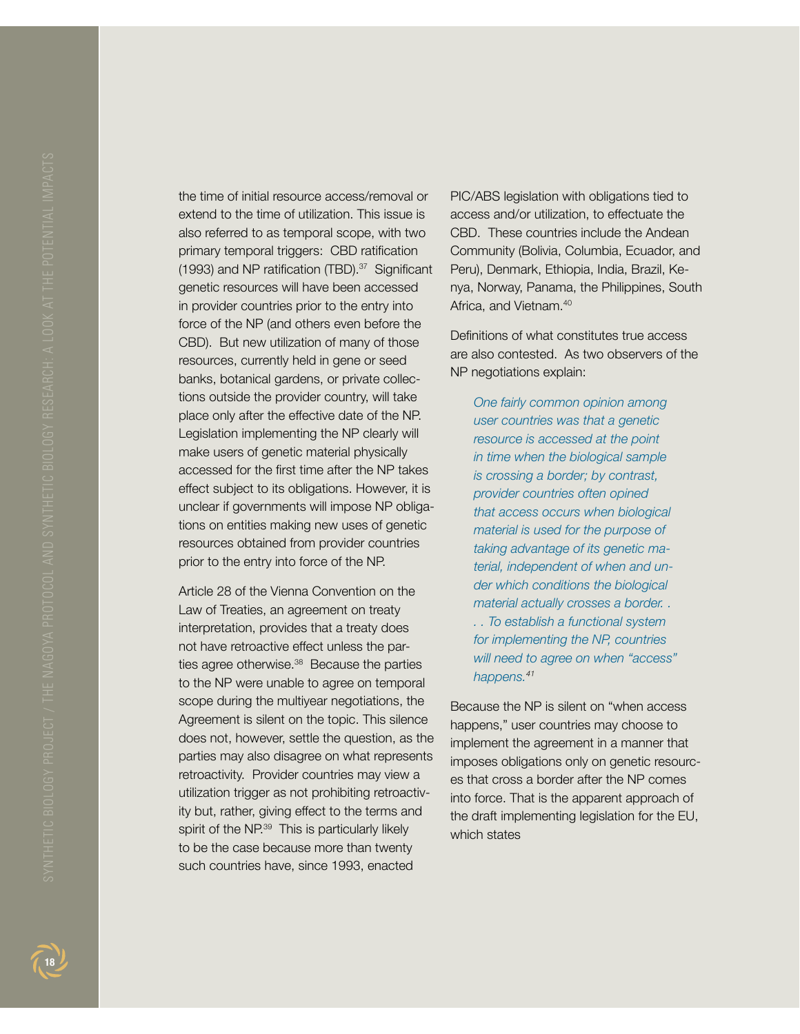the time of initial resource access/removal or extend to the time of utilization. This issue is also referred to as temporal scope, with two primary temporal triggers: CBD ratification (1993) and NP ratification (TBD).[37] Significant genetic resources will have been accessed in provider countries prior to the entry into force of the NP (and others even before the CBD). But new utilization of many of those resources, currently held in gene or seed banks, botanical gardens, or private collections outside the provider country, will take place only after the effective date of the NP. Legislation implementing the NP clearly will make users of genetic material physically accessed for the first time after the NP takes effect subject to its obligations. However, it is unclear if governments will impose NP obligations on entities making new uses of genetic resources obtained from provider countries prior to the entry into force of the NP.

Article 28 of the Vienna Convention on the Law of Treaties, an agreement on treaty interpretation, provides that a treaty does not have retroactive effect unless the parties agree otherwise.[38] Because the parties to the NP were unable to agree on temporal scope during the multiyear negotiations, the Agreement is silent on the topic. This silence does not, however, settle the question, as the parties may also disagree on what represents retroactivity. Provider countries may view a utilization trigger as not prohibiting retroactivity but, rather, giving effect to the terms and spirit of the NP.[39] This is particularly likely to be the case because more than twenty such countries have, since 1993, enacted PIC/ABS legislation with obligations tied to access and/or utilization, to effectuate the CBD. These countries include the Andean Community (Bolivia, Columbia, Ecuador, and Peru), Denmark, Ethiopia, India, Brazil, Kenya, Norway, Panama, the Philippines, South Africa, and Vietnam.[40]

Definitions of what constitutes true access are also contested. As two observers of the NP negotiations explain:

> *One fairly common opinion among user countries was that a genetic resource is accessed at the point in time when the biological sample is crossing a border; by contrast, provider countries often opined that access occurs when biological material is used for the purpose of taking advantage of its genetic material, independent of when and under which conditions the biological material actually crosses a border. . . . To establish a functional system for implementing the NP, countries will need to agree on when "access" happens.*[41]

Because the NP is silent on "when access happens," user countries may choose to implement the agreement in a manner that imposes obligations only on genetic resources that cross a border after the NP comes into force. That is the apparent approach of the draft implementing legislation for the EU, which states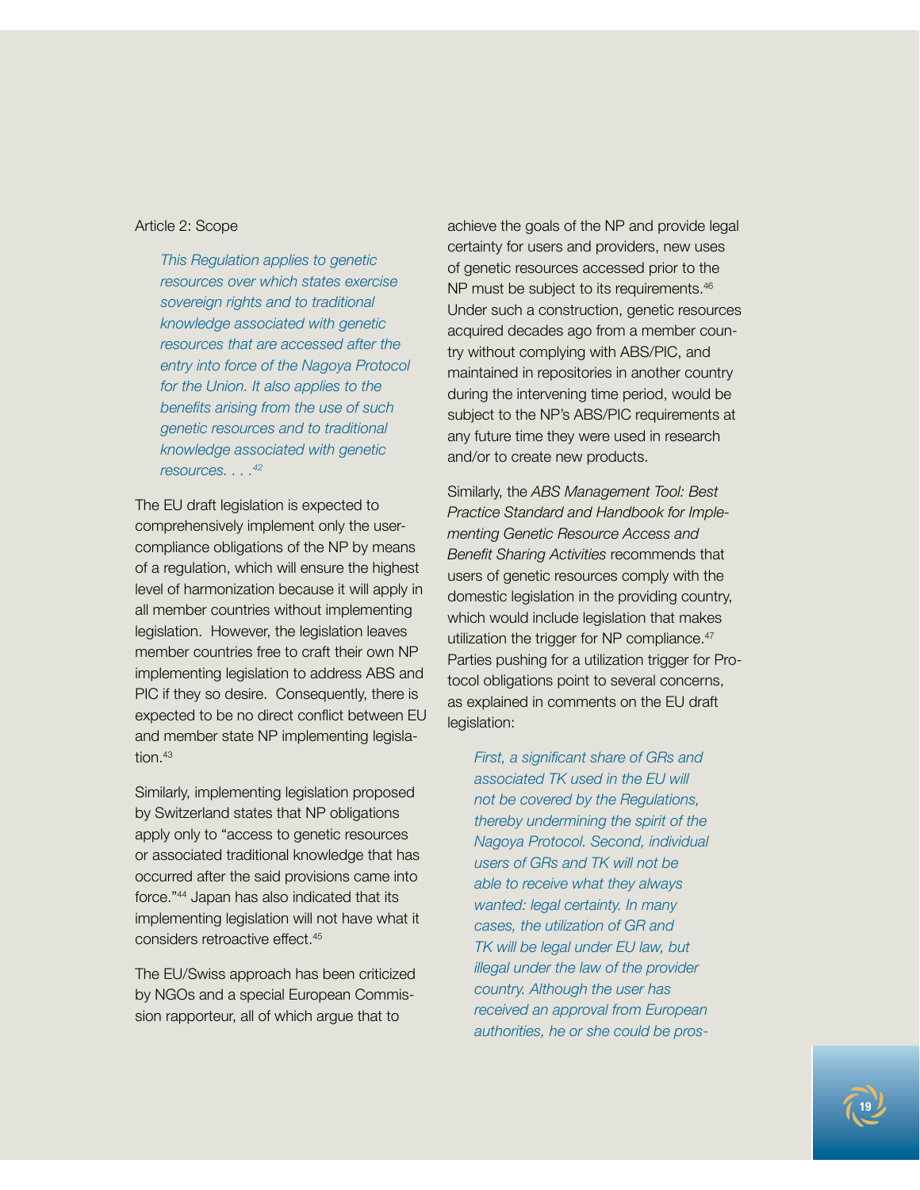Article 2: Scope

> *This Regulation applies to genetic resources over which states exercise sovereign rights and to traditional knowledge associated with genetic resources that are accessed after the entry into force of the Nagoya Protocol for the Union. It also applies to the benefits arising from the use of such genetic resources and to traditional knowledge associated with genetic resources. . . .*[42]

The EU draft legislation is expected to comprehensively implement only the user-compliance obligations of the NP by means of a regulation, which will ensure the highest level of harmonization because it will apply in all member countries without implementing legislation. However, the legislation leaves member countries free to craft their own NP implementing legislation to address ABS and PIC if they so desire. Consequently, there is expected to be no direct conflict between EU and member state NP implementing legislation.[43]

Similarly, implementing legislation proposed by Switzerland states that NP obligations apply only to "access to genetic resources or associated traditional knowledge that has occurred after the said provisions came into force."[44] Japan has also indicated that its implementing legislation will not have what it considers retroactive effect.[45]

The EU/Swiss approach has been criticized by NGOs and a special European Commission rapporteur, all of which argue that to achieve the goals of the NP and provide legal certainty for users and providers, new uses of genetic resources accessed prior to the NP must be subject to its requirements.[46] Under such a construction, genetic resources acquired decades ago from a member country without complying with ABS/PIC, and maintained in repositories in another country during the intervening time period, would be subject to the NP's ABS/PIC requirements at any future time they were used in research and/or to create new products.

Similarly, the *ABS Management Tool: Best Practice Standard and Handbook for Implementing Genetic Resource Access and Benefit Sharing Activities* recommends that users of genetic resources comply with the domestic legislation in the providing country, which would include legislation that makes utilization the trigger for NP compliance.[47] Parties pushing for a utilization trigger for Protocol obligations point to several concerns, as explained in comments on the EU draft legislation:

> *First, a significant share of GRs and associated TK used in the EU will not be covered by the Regulations, thereby undermining the spirit of the Nagoya Protocol. Second, individual users of GRs and TK will not be able to receive what they always wanted: legal certainty. In many cases, the utilization of GR and TK will be legal under EU law, but illegal under the law of the provider country. Although the user has received an approval from European authorities, he or she could be pros-*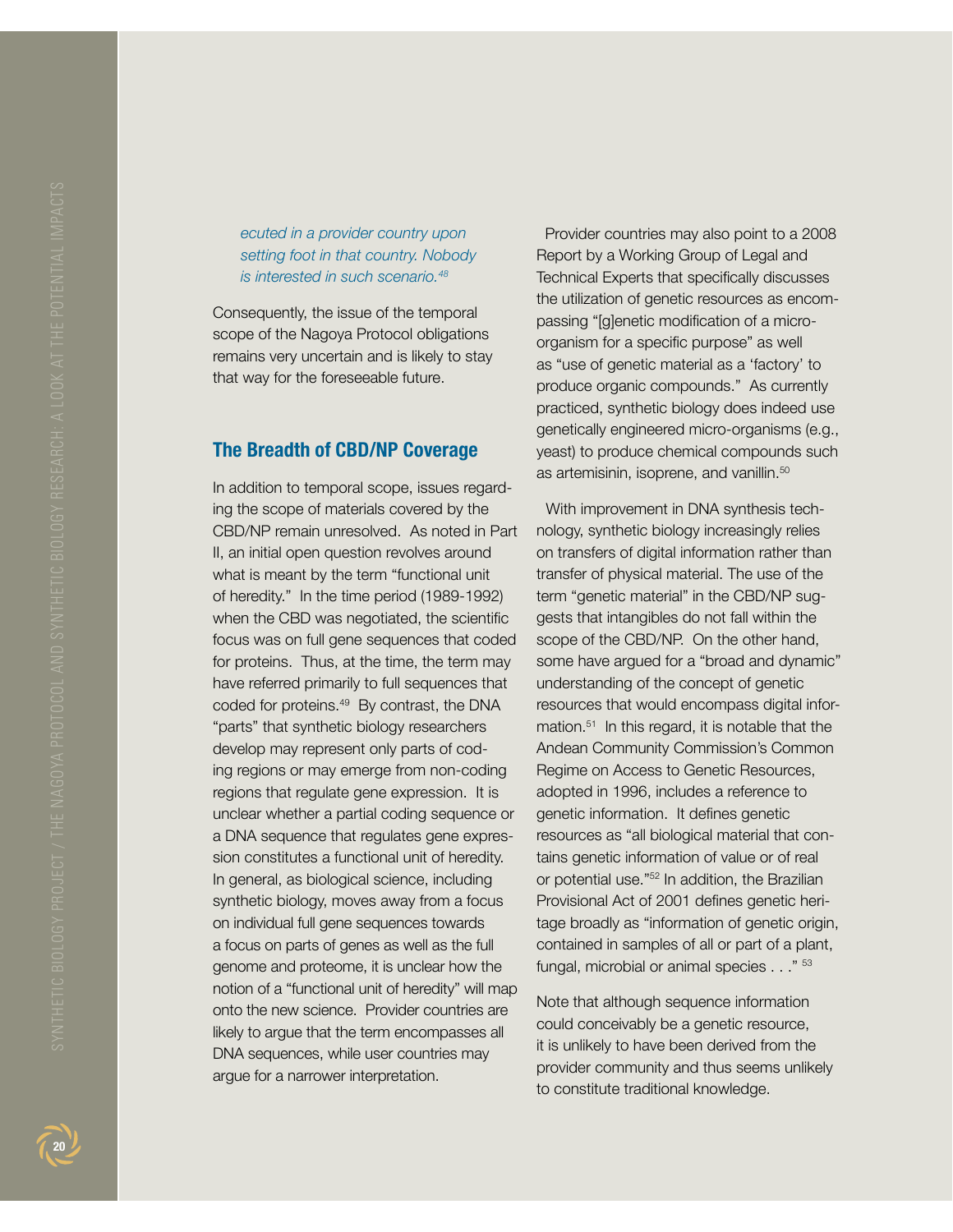*ecuted in a provider country upon setting foot in that country. Nobody is interested in such scenario.[48]*

Consequently, the issue of the temporal scope of the Nagoya Protocol obligations remains very uncertain and is likely to stay that way for the foreseeable future.

## The Breadth of CBD/NP Coverage

In addition to temporal scope, issues regarding the scope of materials covered by the CBD/NP remain unresolved. As noted in Part II, an initial open question revolves around what is meant by the term "functional unit of heredity." In the time period (1989-1992) when the CBD was negotiated, the scientific focus was on full gene sequences that coded for proteins. Thus, at the time, the term may have referred primarily to full sequences that coded for proteins.[49] By contrast, the DNA "parts" that synthetic biology researchers develop may represent only parts of coding regions or may emerge from non-coding regions that regulate gene expression. It is unclear whether a partial coding sequence or a DNA sequence that regulates gene expression constitutes a functional unit of heredity. In general, as biological science, including synthetic biology, moves away from a focus on individual full gene sequences towards a focus on parts of genes as well as the full genome and proteome, it is unclear how the notion of a "functional unit of heredity" will map onto the new science. Provider countries are likely to argue that the term encompasses all DNA sequences, while user countries may argue for a narrower interpretation.

Provider countries may also point to a 2008 Report by a Working Group of Legal and Technical Experts that specifically discusses the utilization of genetic resources as encompassing "[g]enetic modification of a micro-organism for a specific purpose" as well as "use of genetic material as a 'factory' to produce organic compounds." As currently practiced, synthetic biology does indeed use genetically engineered micro-organisms (e.g., yeast) to produce chemical compounds such as artemisinin, isoprene, and vanillin.[50]

With improvement in DNA synthesis technology, synthetic biology increasingly relies on transfers of digital information rather than transfer of physical material. The use of the term "genetic material" in the CBD/NP suggests that intangibles do not fall within the scope of the CBD/NP. On the other hand, some have argued for a "broad and dynamic" understanding of the concept of genetic resources that would encompass digital information.[51] In this regard, it is notable that the Andean Community Commission's Common Regime on Access to Genetic Resources, adopted in 1996, includes a reference to genetic information. It defines genetic resources as "all biological material that contains genetic information of value or of real or potential use."[52] In addition, the Brazilian Provisional Act of 2001 defines genetic heritage broadly as "information of genetic origin, contained in samples of all or part of a plant, fungal, microbial or animal species . . ."[53]

Note that although sequence information could conceivably be a genetic resource, it is unlikely to have been derived from the provider community and thus seems unlikely to constitute traditional knowledge.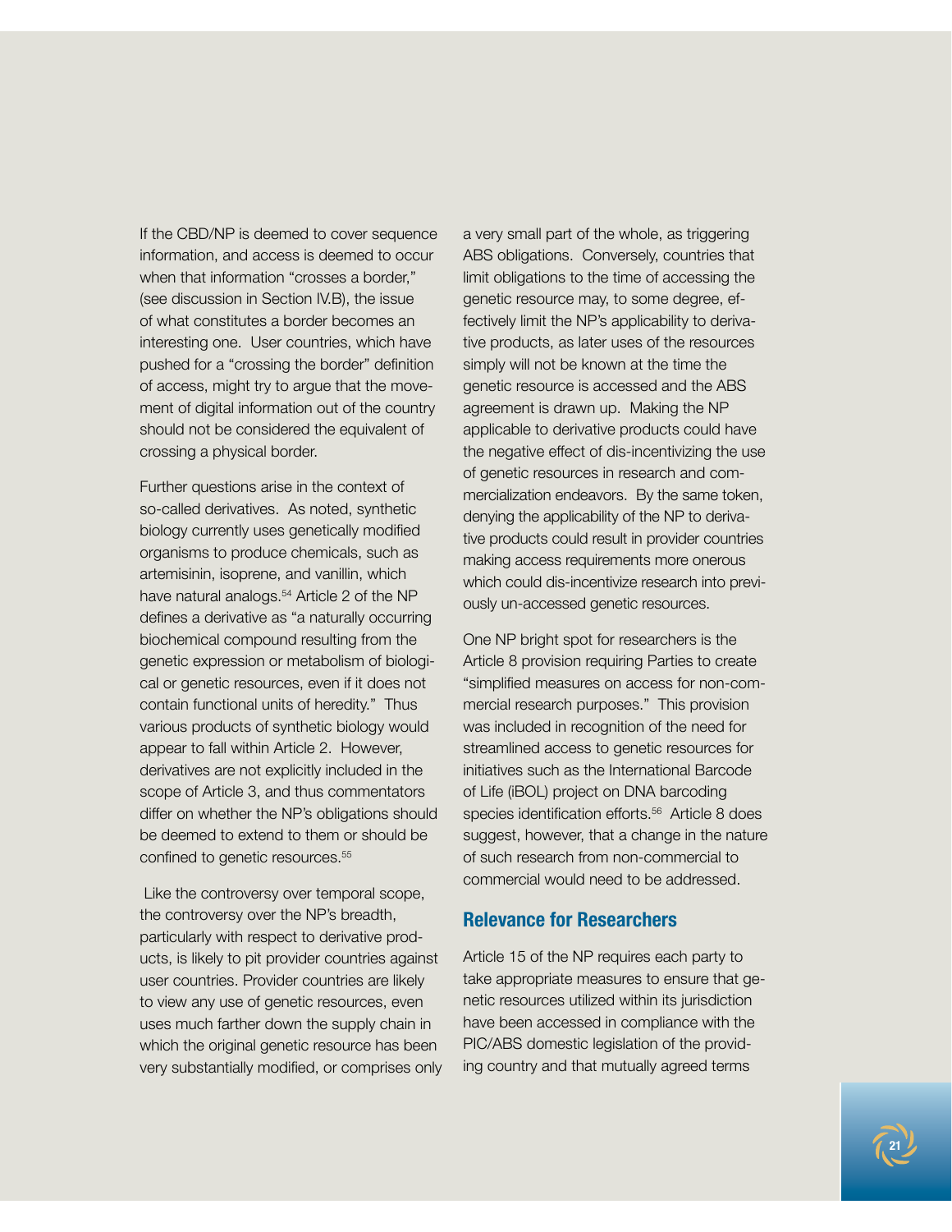If the CBD/NP is deemed to cover sequence information, and access is deemed to occur when that information "crosses a border," (see discussion in Section IV.B), the issue of what constitutes a border becomes an interesting one. User countries, which have pushed for a "crossing the border" definition of access, might try to argue that the movement of digital information out of the country should not be considered the equivalent of crossing a physical border.

Further questions arise in the context of so-called derivatives. As noted, synthetic biology currently uses genetically modified organisms to produce chemicals, such as artemisinin, isoprene, and vanillin, which have natural analogs.[54] Article 2 of the NP defines a derivative as "a naturally occurring biochemical compound resulting from the genetic expression or metabolism of biological or genetic resources, even if it does not contain functional units of heredity." Thus various products of synthetic biology would appear to fall within Article 2. However, derivatives are not explicitly included in the scope of Article 3, and thus commentators differ on whether the NP's obligations should be deemed to extend to them or should be confined to genetic resources.[55]

Like the controversy over temporal scope, the controversy over the NP's breadth, particularly with respect to derivative products, is likely to pit provider countries against user countries. Provider countries are likely to view any use of genetic resources, even uses much farther down the supply chain in which the original genetic resource has been very substantially modified, or comprises only a very small part of the whole, as triggering ABS obligations. Conversely, countries that limit obligations to the time of accessing the genetic resource may, to some degree, effectively limit the NP's applicability to derivative products, as later uses of the resources simply will not be known at the time the genetic resource is accessed and the ABS agreement is drawn up. Making the NP applicable to derivative products could have the negative effect of dis-incentivizing the use of genetic resources in research and commercialization endeavors. By the same token, denying the applicability of the NP to derivative products could result in provider countries making access requirements more onerous which could dis-incentivize research into previously un-accessed genetic resources.

One NP bright spot for researchers is the Article 8 provision requiring Parties to create "simplified measures on access for non-commercial research purposes." This provision was included in recognition of the need for streamlined access to genetic resources for initiatives such as the International Barcode of Life (iBOL) project on DNA barcoding species identification efforts.[56] Article 8 does suggest, however, that a change in the nature of such research from non-commercial to commercial would need to be addressed.

## Relevance for Researchers

Article 15 of the NP requires each party to take appropriate measures to ensure that genetic resources utilized within its jurisdiction have been accessed in compliance with the PIC/ABS domestic legislation of the providing country and that mutually agreed terms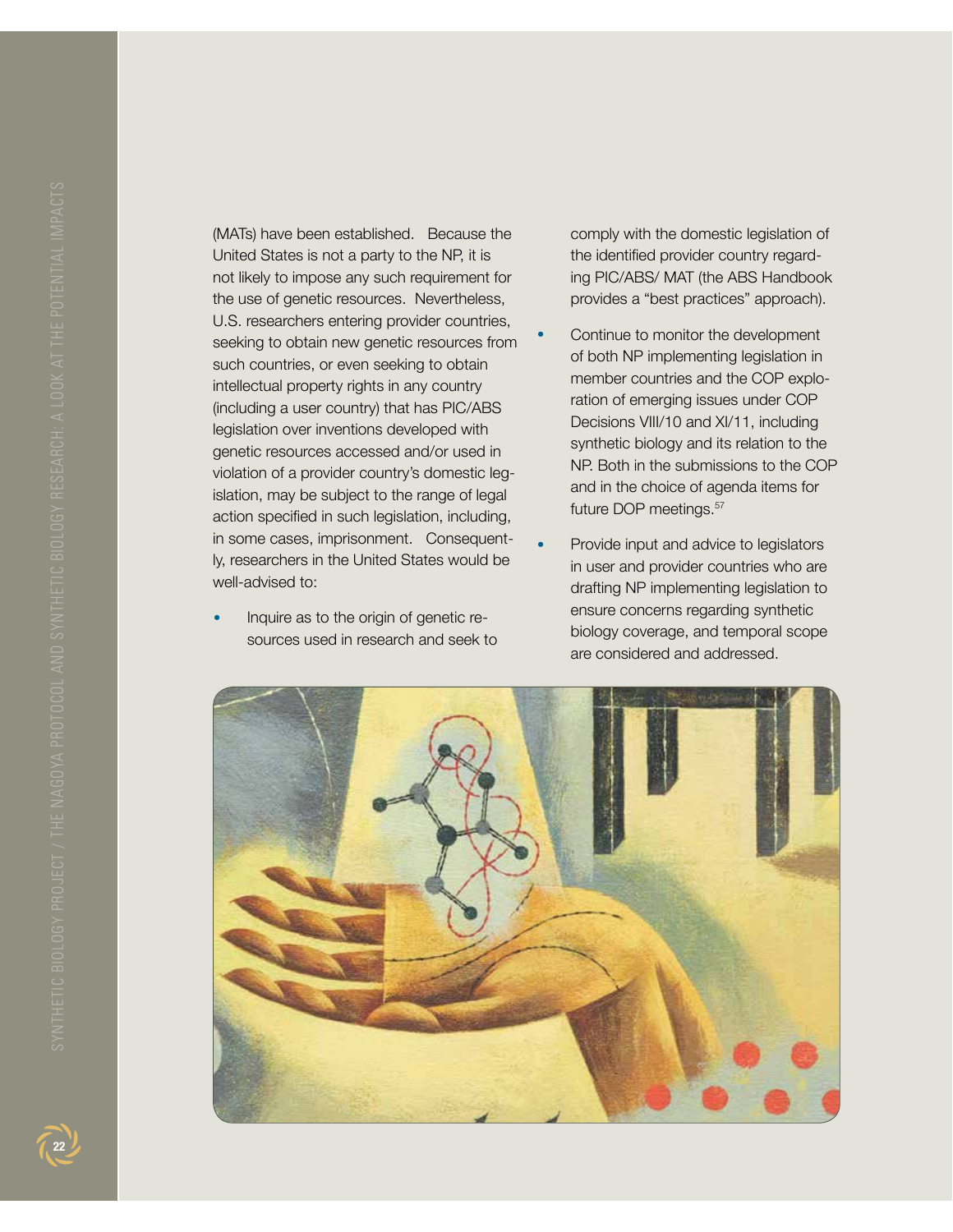(MATs) have been established. Because the United States is not a party to the NP, it is not likely to impose any such requirement for the use of genetic resources. Nevertheless, U.S. researchers entering provider countries, seeking to obtain new genetic resources from such countries, or even seeking to obtain intellectual property rights in any country (including a user country) that has PIC/ABS legislation over inventions developed with genetic resources accessed and/or used in violation of a provider country's domestic legislation, may be subject to the range of legal action specified in such legislation, including, in some cases, imprisonment. Consequently, researchers in the United States would be well-advised to:

- Inquire as to the origin of genetic resources used in research and seek to comply with the domestic legislation of the identified provider country regarding PIC/ABS/ MAT (the ABS Handbook provides a "best practices" approach).
- Continue to monitor the development of both NP implementing legislation in member countries and the COP exploration of emerging issues under COP Decisions VIII/10 and XI/11, including synthetic biology and its relation to the NP. Both in the submissions to the COP and in the choice of agenda items for future DOP meetings.[57]
- Provide input and advice to legislators in user and provider countries who are drafting NP implementing legislation to ensure concerns regarding synthetic biology coverage, and temporal scope are considered and addressed.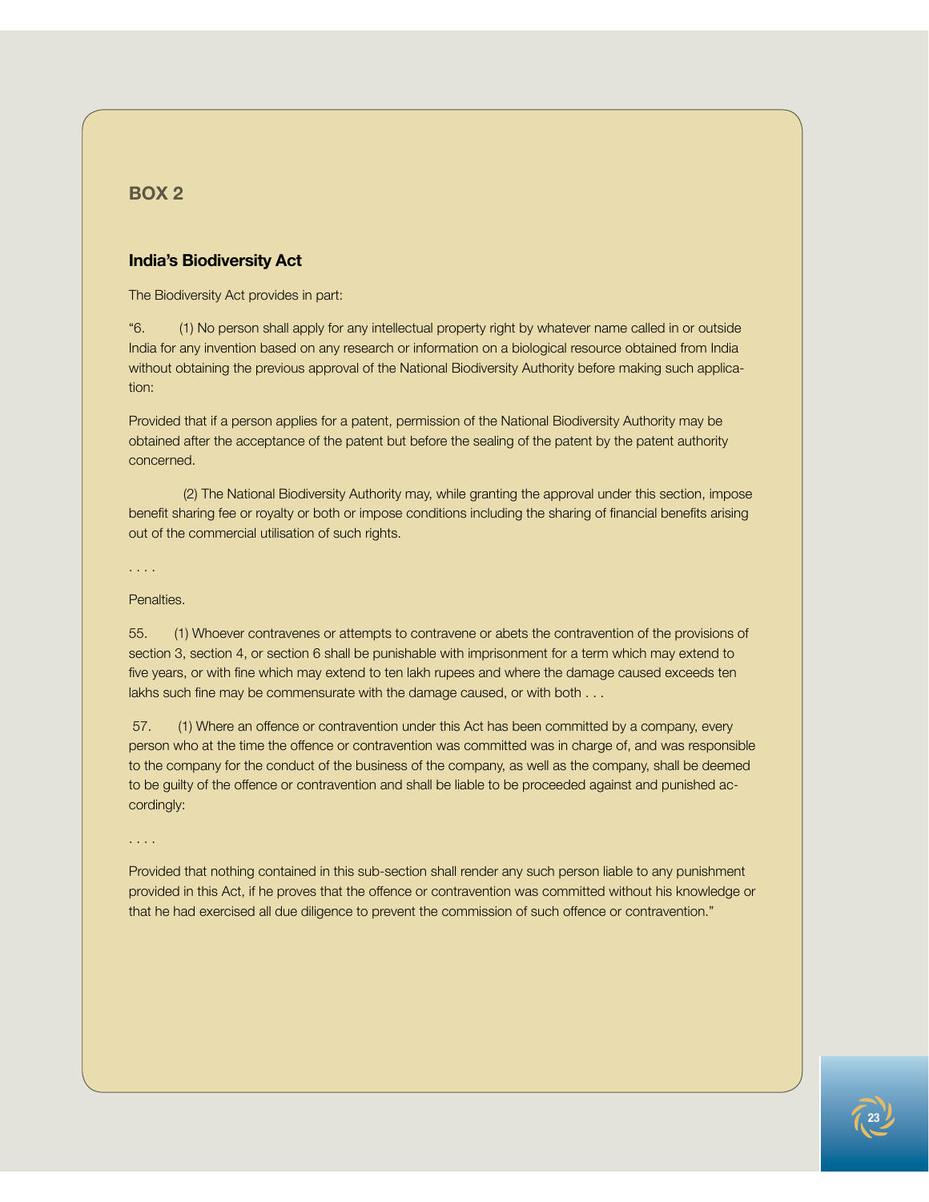## BOX 2

### India's Biodiversity Act

The Biodiversity Act provides in part:

"6. (1) No person shall apply for any intellectual property right by whatever name called in or outside India for any invention based on any research or information on a biological resource obtained from India without obtaining the previous approval of the National Biodiversity Authority before making such application:

Provided that if a person applies for a patent, permission of the National Biodiversity Authority may be obtained after the acceptance of the patent but before the sealing of the patent by the patent authority concerned.

(2) The National Biodiversity Authority may, while granting the approval under this section, impose benefit sharing fee or royalty or both or impose conditions including the sharing of financial benefits arising out of the commercial utilisation of such rights.

. . . .

Penalties.

55. (1) Whoever contravenes or attempts to contravene or abets the contravention of the provisions of section 3, section 4, or section 6 shall be punishable with imprisonment for a term which may extend to five years, or with fine which may extend to ten lakh rupees and where the damage caused exceeds ten lakhs such fine may be commensurate with the damage caused, or with both . . .

57. (1) Where an offence or contravention under this Act has been committed by a company, every person who at the time the offence or contravention was committed was in charge of, and was responsible to the company for the conduct of the business of the company, as well as the company, shall be deemed to be guilty of the offence or contravention and shall be liable to be proceeded against and punished accordingly:

. . . .

Provided that nothing contained in this sub-section shall render any such person liable to any punishment provided in this Act, if he proves that the offence or contravention was committed without his knowledge or that he had exercised all due diligence to prevent the commission of such offence or contravention."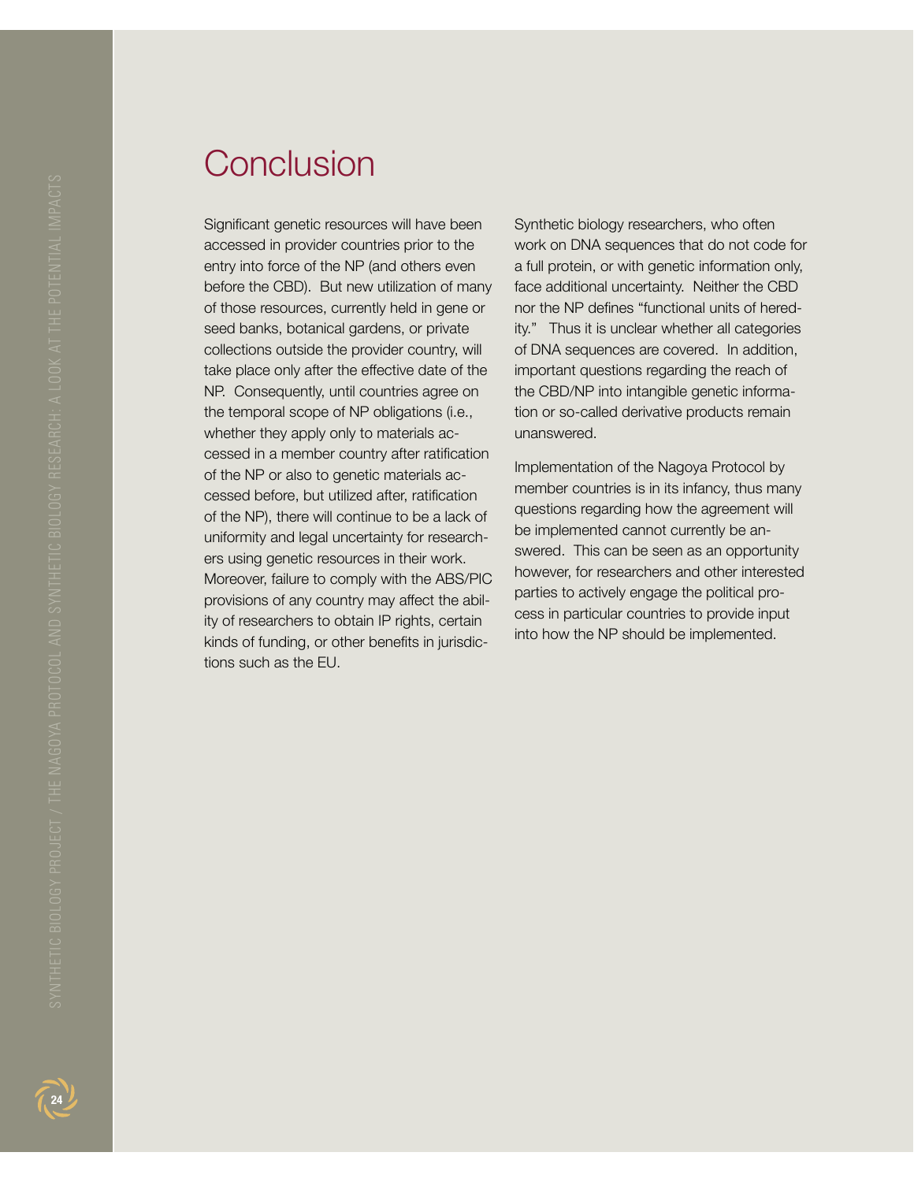# Conclusion

Significant genetic resources will have been accessed in provider countries prior to the entry into force of the NP (and others even before the CBD). But new utilization of many of those resources, currently held in gene or seed banks, botanical gardens, or private collections outside the provider country, will take place only after the effective date of the NP. Consequently, until countries agree on the temporal scope of NP obligations (i.e., whether they apply only to materials accessed in a member country after ratification of the NP or also to genetic materials accessed before, but utilized after, ratification of the NP), there will continue to be a lack of uniformity and legal uncertainty for researchers using genetic resources in their work. Moreover, failure to comply with the ABS/PIC provisions of any country may affect the ability of researchers to obtain IP rights, certain kinds of funding, or other benefits in jurisdictions such as the EU.

Synthetic biology researchers, who often work on DNA sequences that do not code for a full protein, or with genetic information only, face additional uncertainty. Neither the CBD nor the NP defines "functional units of heredity." Thus it is unclear whether all categories of DNA sequences are covered. In addition, important questions regarding the reach of the CBD/NP into intangible genetic information or so-called derivative products remain unanswered.

Implementation of the Nagoya Protocol by member countries is in its infancy, thus many questions regarding how the agreement will be implemented cannot currently be answered. This can be seen as an opportunity however, for researchers and other interested parties to actively engage the political process in particular countries to provide input into how the NP should be implemented.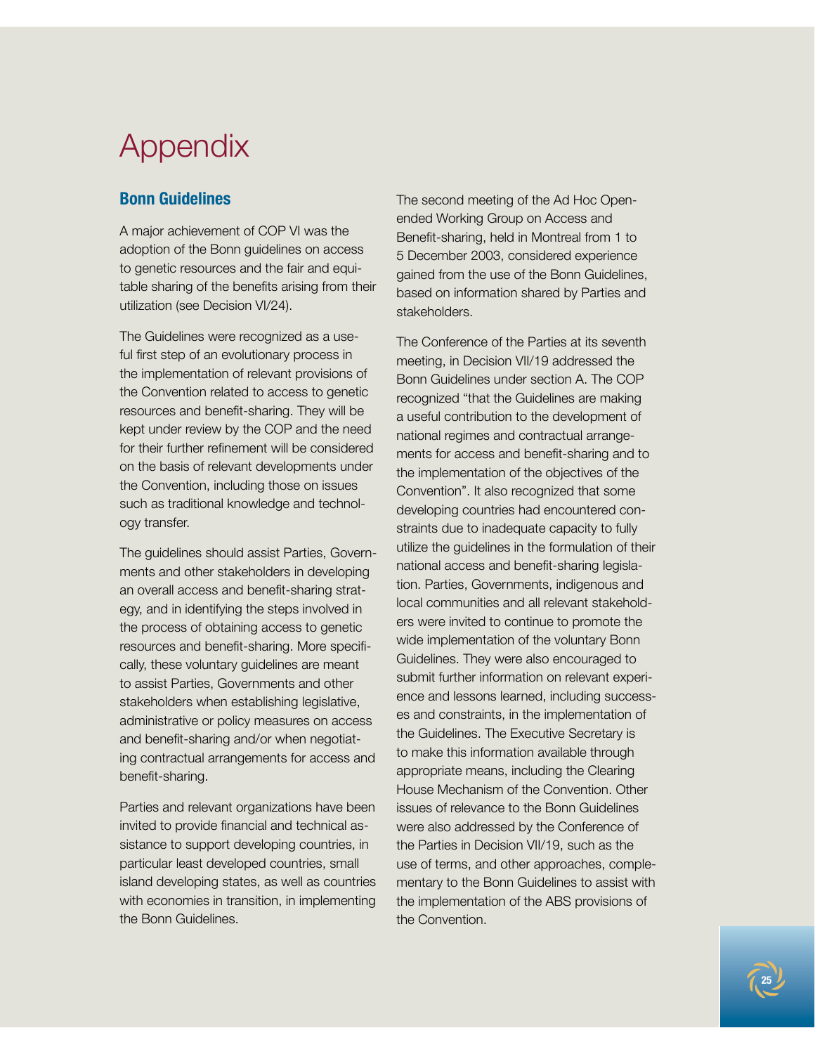# Appendix

## Bonn Guidelines

A major achievement of COP VI was the adoption of the Bonn guidelines on access to genetic resources and the fair and equitable sharing of the benefits arising from their utilization (see Decision VI/24).

The Guidelines were recognized as a useful first step of an evolutionary process in the implementation of relevant provisions of the Convention related to access to genetic resources and benefit-sharing. They will be kept under review by the COP and the need for their further refinement will be considered on the basis of relevant developments under the Convention, including those on issues such as traditional knowledge and technology transfer.

The guidelines should assist Parties, Governments and other stakeholders in developing an overall access and benefit-sharing strategy, and in identifying the steps involved in the process of obtaining access to genetic resources and benefit-sharing. More specifically, these voluntary guidelines are meant to assist Parties, Governments and other stakeholders when establishing legislative, administrative or policy measures on access and benefit-sharing and/or when negotiating contractual arrangements for access and benefit-sharing.

Parties and relevant organizations have been invited to provide financial and technical assistance to support developing countries, in particular least developed countries, small island developing states, as well as countries with economies in transition, in implementing the Bonn Guidelines.

The second meeting of the Ad Hoc Open-ended Working Group on Access and Benefit-sharing, held in Montreal from 1 to 5 December 2003, considered experience gained from the use of the Bonn Guidelines, based on information shared by Parties and stakeholders.

The Conference of the Parties at its seventh meeting, in Decision VII/19 addressed the Bonn Guidelines under section A. The COP recognized "that the Guidelines are making a useful contribution to the development of national regimes and contractual arrangements for access and benefit-sharing and to the implementation of the objectives of the Convention". It also recognized that some developing countries had encountered constraints due to inadequate capacity to fully utilize the guidelines in the formulation of their national access and benefit-sharing legislation. Parties, Governments, indigenous and local communities and all relevant stakeholders were invited to continue to promote the wide implementation of the voluntary Bonn Guidelines. They were also encouraged to submit further information on relevant experience and lessons learned, including successes and constraints, in the implementation of the Guidelines. The Executive Secretary is to make this information available through appropriate means, including the Clearing House Mechanism of the Convention. Other issues of relevance to the Bonn Guidelines were also addressed by the Conference of the Parties in Decision VII/19, such as the use of terms, and other approaches, complementary to the Bonn Guidelines to assist with the implementation of the ABS provisions of the Convention.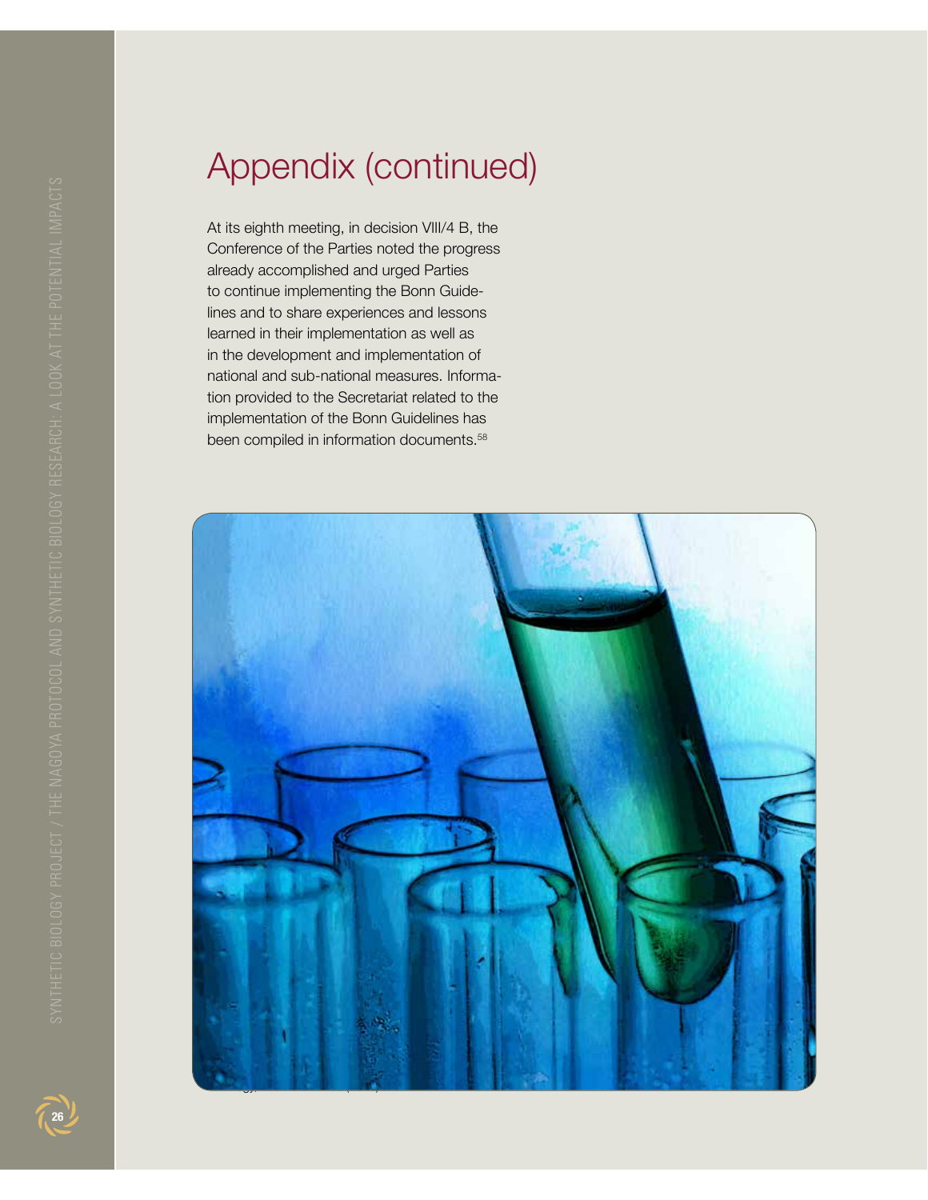# Appendix (continued)

At its eighth meeting, in decision VIII/4 B, the Conference of the Parties noted the progress already accomplished and urged Parties to continue implementing the Bonn Guidelines and to share experiences and lessons learned in their implementation as well as in the development and implementation of national and sub-national measures. Information provided to the Secretariat related to the implementation of the Bonn Guidelines has been compiled in information documents.[58]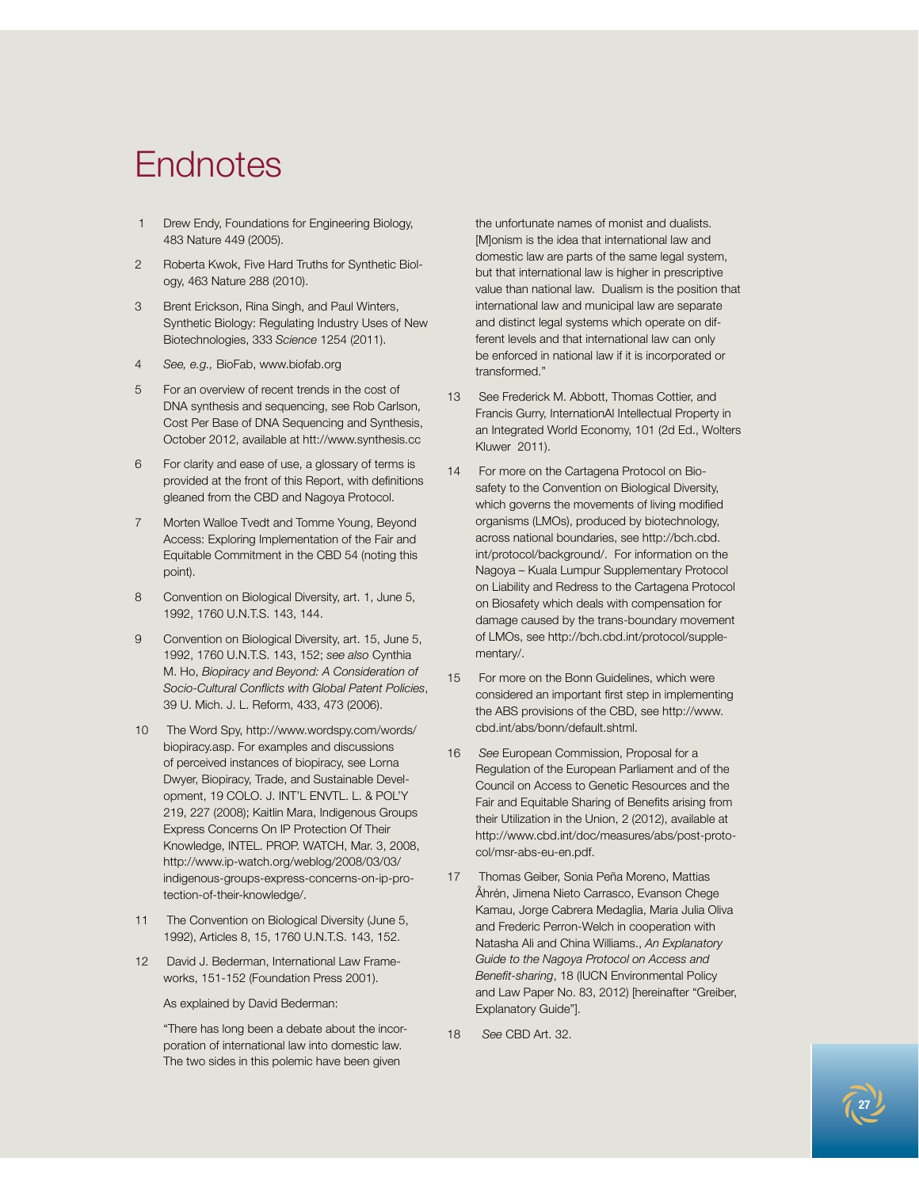# Endnotes

1 Drew Endy, Foundations for Engineering Biology, 483 Nature 449 (2005).

2 Roberta Kwok, Five Hard Truths for Synthetic Biology, 463 Nature 288 (2010).

3 Brent Erickson, Rina Singh, and Paul Winters, Synthetic Biology: Regulating Industry Uses of New Biotechnologies, 333 *Science* 1254 (2011).

4 *See, e.g.,* BioFab, www.biofab.org

5 For an overview of recent trends in the cost of DNA synthesis and sequencing, see Rob Carlson, Cost Per Base of DNA Sequencing and Synthesis, October 2012, available at htt://www.synthesis.cc

6 For clarity and ease of use, a glossary of terms is provided at the front of this Report, with definitions gleaned from the CBD and Nagoya Protocol.

7 Morten Walloe Tvedt and Tomme Young, Beyond Access: Exploring Implementation of the Fair and Equitable Commitment in the CBD 54 (noting this point).

8 Convention on Biological Diversity, art. 1, June 5, 1992, 1760 U.N.T.S. 143, 144.

9 Convention on Biological Diversity, art. 15, June 5, 1992, 1760 U.N.T.S. 143, 152; *see also* Cynthia M. Ho, *Biopiracy and Beyond: A Consideration of Socio-Cultural Conflicts with Global Patent Policies*, 39 U. Mich. J. L. Reform, 433, 473 (2006).

10 The Word Spy, http://www.wordspy.com/words/biopiracy.asp. For examples and discussions of perceived instances of biopiracy, see Lorna Dwyer, Biopiracy, Trade, and Sustainable Development, 19 COLO. J. INT'L ENVTL. L. & POL'Y 219, 227 (2008); Kaitlin Mara, Indigenous Groups Express Concerns On IP Protection Of Their Knowledge, INTEL. PROP. WATCH, Mar. 3, 2008, http://www.ip-watch.org/weblog/2008/03/03/indigenous-groups-express-concerns-on-ip-protection-of-their-knowledge/.

11 The Convention on Biological Diversity (June 5, 1992), Articles 8, 15, 1760 U.N.T.S. 143, 152.

12 David J. Bederman, International Law Frameworks, 151-152 (Foundation Press 2001).

As explained by David Bederman:

"There has long been a debate about the incorporation of international law into domestic law. The two sides in this polemic have been given the unfortunate names of monist and dualists. [M]onism is the idea that international law and domestic law are parts of the same legal system, but that international law is higher in prescriptive value than national law. Dualism is the position that international law and municipal law are separate and distinct legal systems which operate on different levels and that international law can only be enforced in national law if it is incorporated or transformed."

13 See Frederick M. Abbott, Thomas Cottier, and Francis Gurry, InternationAl Intellectual Property in an Integrated World Economy, 101 (2d Ed., Wolters Kluwer 2011).

14 For more on the Cartagena Protocol on Biosafety to the Convention on Biological Diversity, which governs the movements of living modified organisms (LMOs), produced by biotechnology, across national boundaries, see http://bch.cbd.int/protocol/background/. For information on the Nagoya – Kuala Lumpur Supplementary Protocol on Liability and Redress to the Cartagena Protocol on Biosafety which deals with compensation for damage caused by the trans-boundary movement of LMOs, see http://bch.cbd.int/protocol/supplementary/.

15 For more on the Bonn Guidelines, which were considered an important first step in implementing the ABS provisions of the CBD, see http://www.cbd.int/abs/bonn/default.shtml.

16 *See* European Commission, Proposal for a Regulation of the European Parliament and of the Council on Access to Genetic Resources and the Fair and Equitable Sharing of Benefits arising from their Utilization in the Union, 2 (2012), available at http://www.cbd.int/doc/measures/abs/post-protocol/msr-abs-eu-en.pdf.

17 Thomas Geiber, Sonia Peña Moreno, Mattias Åhrén, Jimena Nieto Carrasco, Evanson Chege Kamau, Jorge Cabrera Medaglia, Maria Julia Oliva and Frederic Perron-Welch in cooperation with Natasha Ali and China Williams., *An Explanatory Guide to the Nagoya Protocol on Access and Benefit-sharing*, 18 (IUCN Environmental Policy and Law Paper No. 83, 2012) [hereinafter "Greiber, Explanatory Guide"].

18 *See* CBD Art. 32.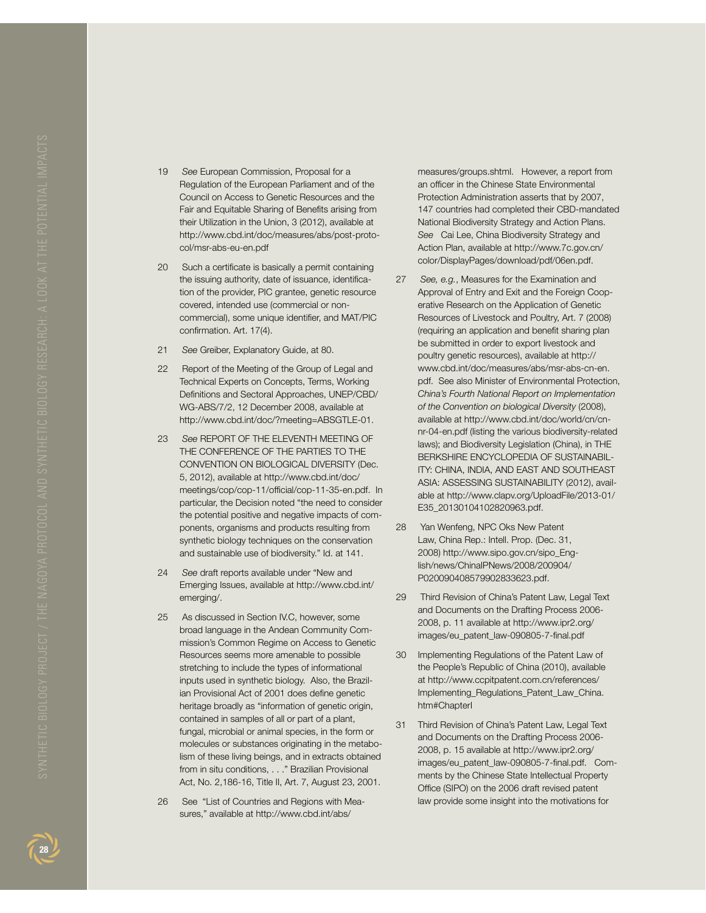19 *See* European Commission, Proposal for a Regulation of the European Parliament and of the Council on Access to Genetic Resources and the Fair and Equitable Sharing of Benefits arising from their Utilization in the Union, 3 (2012), available at http://www.cbd.int/doc/measures/abs/post-protocol/msr-abs-eu-en.pdf

20 Such a certificate is basically a permit containing the issuing authority, date of issuance, identification of the provider, PIC grantee, genetic resource covered, intended use (commercial or non-commercial), some unique identifier, and MAT/PIC confirmation. Art. 17(4).

21 *See* Greiber, Explanatory Guide, at 80.

22 Report of the Meeting of the Group of Legal and Technical Experts on Concepts, Terms, Working Definitions and Sectoral Approaches, UNEP/CBD/WG-ABS/7/2, 12 December 2008, available at http://www.cbd.int/doc/?meeting=ABSGTLE-01.

23 *See* REPORT OF THE ELEVENTH MEETING OF THE CONFERENCE OF THE PARTIES TO THE CONVENTION ON BIOLOGICAL DIVERSITY (Dec. 5, 2012), available at http://www.cbd.int/doc/meetings/cop/cop-11/official/cop-11-35-en.pdf. In particular, the Decision noted "the need to consider the potential positive and negative impacts of components, organisms and products resulting from synthetic biology techniques on the conservation and sustainable use of biodiversity." Id. at 141.

24 *See* draft reports available under "New and Emerging Issues, available at http://www.cbd.int/emerging/.

25 As discussed in Section IV.C, however, some broad language in the Andean Community Commission's Common Regime on Access to Genetic Resources seems more amenable to possible stretching to include the types of informational inputs used in synthetic biology. Also, the Brazilian Provisional Act of 2001 does define genetic heritage broadly as "information of genetic origin, contained in samples of all or part of a plant, fungal, microbial or animal species, in the form or molecules or substances originating in the metabolism of these living beings, and in extracts obtained from in situ conditions, . . ." Brazilian Provisional Act, No. 2,186-16, Title II, Art. 7, August 23, 2001.

26 See "List of Countries and Regions with Measures," available at http://www.cbd.int/abs/measures/groups.shtml. However, a report from an officer in the Chinese State Environmental Protection Administration asserts that by 2007, 147 countries had completed their CBD-mandated National Biodiversity Strategy and Action Plans. *See* Cai Lee, China Biodiversity Strategy and Action Plan, available at http://www.7c.gov.cn/color/DisplayPages/download/pdf/06en.pdf.

27 *See, e.g.*, Measures for the Examination and Approval of Entry and Exit and the Foreign Cooperative Research on the Application of Genetic Resources of Livestock and Poultry, Art. 7 (2008) (requiring an application and benefit sharing plan be submitted in order to export livestock and poultry genetic resources), available at http://www.cbd.int/doc/measures/abs/msr-abs-cn-en.pdf. See also Minister of Environmental Protection, *China's Fourth National Report on Implementation of the Convention on biological Diversity* (2008), available at http://www.cbd.int/doc/world/cn/cn-nr-04-en.pdf (listing the various biodiversity-related laws); and Biodiversity Legislation (China), in THE BERKSHIRE ENCYCLOPEDIA OF SUSTAINABILITY: CHINA, INDIA, AND EAST AND SOUTHEAST ASIA: ASSESSING SUSTAINABILITY (2012), available at http://www.clapv.org/UploadFile/2013-01/E35_20130104102820963.pdf.

28 Yan Wenfeng, NPC Oks New Patent Law, China Rep.: Intell. Prop. (Dec. 31, 2008) http://www.sipo.gov.cn/sipo_English/news/ChinaIPNews/2008/200904/P020090408579902833623.pdf.

29 Third Revision of China's Patent Law, Legal Text and Documents on the Drafting Process 2006-2008, p. 11 available at http://www.ipr2.org/images/eu_patent_law-090805-7-final.pdf

30 Implementing Regulations of the Patent Law of the People's Republic of China (2010), available at http://www.ccpitpatent.com.cn/references/Implementing_Regulations_Patent_Law_China.htm#ChapterI

31 Third Revision of China's Patent Law, Legal Text and Documents on the Drafting Process 2006-2008, p. 15 available at http://www.ipr2.org/images/eu_patent_law-090805-7-final.pdf. Comments by the Chinese State Intellectual Property Office (SIPO) on the 2006 draft revised patent law provide some insight into the motivations for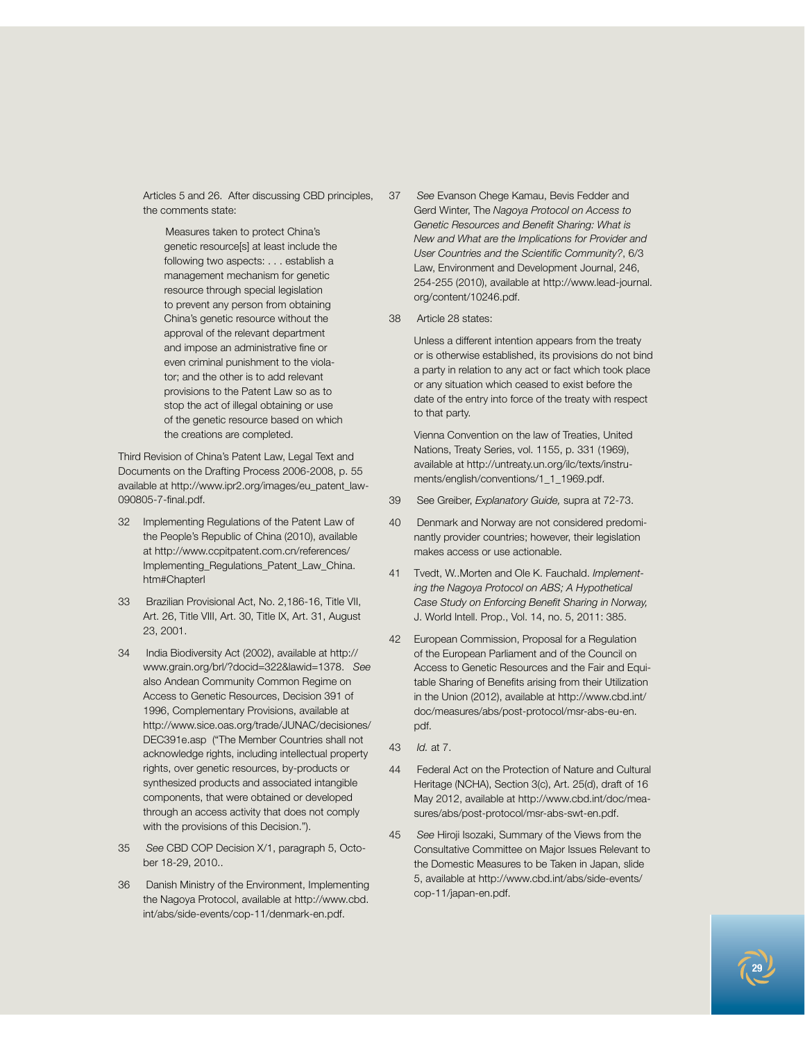Articles 5 and 26. After discussing CBD principles, the comments state:

> Measures taken to protect China's genetic resource[s] at least include the following two aspects: . . . establish a management mechanism for genetic resource through special legislation to prevent any person from obtaining China's genetic resource without the approval of the relevant department and impose an administrative fine or even criminal punishment to the violator; and the other is to add relevant provisions to the Patent Law so as to stop the act of illegal obtaining or use of the genetic resource based on which the creations are completed.

Third Revision of China's Patent Law, Legal Text and Documents on the Drafting Process 2006-2008, p. 55 available at http://www.ipr2.org/images/eu_patent_law-090805-7-final.pdf.

32 Implementing Regulations of the Patent Law of the People's Republic of China (2010), available at http://www.ccpitpatent.com.cn/references/Implementing_Regulations_Patent_Law_China.htm#ChapterI

33 Brazilian Provisional Act, No. 2,186-16, Title VII, Art. 26, Title VIII, Art. 30, Title IX, Art. 31, August 23, 2001.

34 India Biodiversity Act (2002), available at http://www.grain.org/brl/?docid=322&lawid=1378. *See* also Andean Community Common Regime on Access to Genetic Resources, Decision 391 of 1996, Complementary Provisions, available at http://www.sice.oas.org/trade/JUNAC/decisiones/DEC391e.asp ("The Member Countries shall not acknowledge rights, including intellectual property rights, over genetic resources, by-products or synthesized products and associated intangible components, that were obtained or developed through an access activity that does not comply with the provisions of this Decision.").

35 *See* CBD COP Decision X/1, paragraph 5, October 18-29, 2010..

36 Danish Ministry of the Environment, Implementing the Nagoya Protocol, available at http://www.cbd.int/abs/side-events/cop-11/denmark-en.pdf.

37 *See* Evanson Chege Kamau, Bevis Fedder and Gerd Winter, The *Nagoya Protocol on Access to Genetic Resources and Benefit Sharing: What is New and What are the Implications for Provider and User Countries and the Scientific Community?*, 6/3 Law, Environment and Development Journal, 246, 254-255 (2010), available at http://www.lead-journal.org/content/10246.pdf.

38 Article 28 states:

> Unless a different intention appears from the treaty or is otherwise established, its provisions do not bind a party in relation to any act or fact which took place or any situation which ceased to exist before the date of the entry into force of the treaty with respect to that party.

Vienna Convention on the law of Treaties, United Nations, Treaty Series, vol. 1155, p. 331 (1969), available at http://untreaty.un.org/ilc/texts/instruments/english/conventions/1_1_1969.pdf.

39 See Greiber, *Explanatory Guide,* supra at 72-73.

40 Denmark and Norway are not considered predominantly provider countries; however, their legislation makes access or use actionable.

41 Tvedt, W..Morten and Ole K. Fauchald. *Implementing the Nagoya Protocol on ABS; A Hypothetical Case Study on Enforcing Benefit Sharing in Norway,* J. World Intell. Prop., Vol. 14, no. 5, 2011: 385.

42 European Commission, Proposal for a Regulation of the European Parliament and of the Council on Access to Genetic Resources and the Fair and Equitable Sharing of Benefits arising from their Utilization in the Union (2012), available at http://www.cbd.int/doc/measures/abs/post-protocol/msr-abs-eu-en.pdf.

43 *Id.* at 7.

44 Federal Act on the Protection of Nature and Cultural Heritage (NCHA), Section 3(c), Art. 25(d), draft of 16 May 2012, available at http://www.cbd.int/doc/measures/abs/post-protocol/msr-abs-swt-en.pdf.

45 *See* Hiroji Isozaki, Summary of the Views from the Consultative Committee on Major Issues Relevant to the Domestic Measures to be Taken in Japan, slide 5, available at http://www.cbd.int/abs/side-events/cop-11/japan-en.pdf.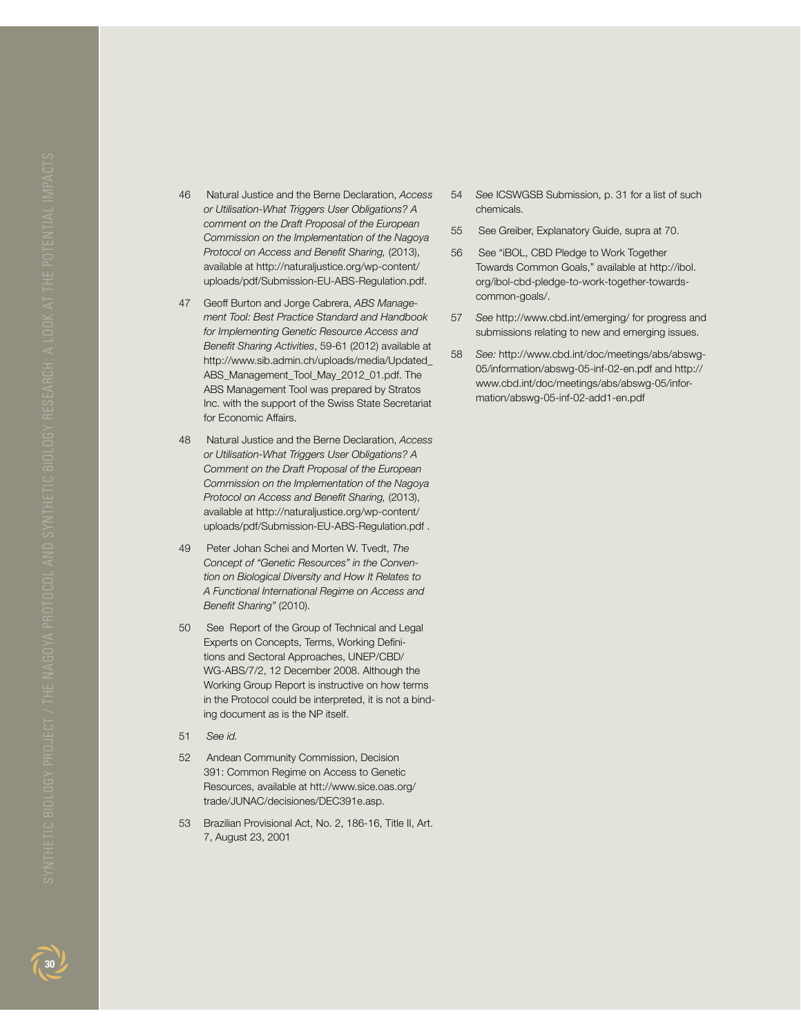46 Natural Justice and the Berne Declaration, *Access or Utilisation-What Triggers User Obligations? A comment on the Draft Proposal of the European Commission on the Implementation of the Nagoya Protocol on Access and Benefit Sharing,* (2013), available at http://naturaljustice.org/wp-content/uploads/pdf/Submission-EU-ABS-Regulation.pdf.

47 Geoff Burton and Jorge Cabrera, *ABS Management Tool: Best Practice Standard and Handbook for Implementing Genetic Resource Access and Benefit Sharing Activities*, 59-61 (2012) available at http://www.sib.admin.ch/uploads/media/Updated_ABS_Management_Tool_May_2012_01.pdf. The ABS Management Tool was prepared by Stratos Inc. with the support of the Swiss State Secretariat for Economic Affairs.

48 Natural Justice and the Berne Declaration, *Access or Utilisation-What Triggers User Obligations? A Comment on the Draft Proposal of the European Commission on the Implementation of the Nagoya Protocol on Access and Benefit Sharing,* (2013), available at http://naturaljustice.org/wp-content/uploads/pdf/Submission-EU-ABS-Regulation.pdf .

49 Peter Johan Schei and Morten W. Tvedt, *The Concept of "Genetic Resources" in the Convention on Biological Diversity and How It Relates to A Functional International Regime on Access and Benefit Sharing"* (2010).

50 See Report of the Group of Technical and Legal Experts on Concepts, Terms, Working Definitions and Sectoral Approaches, UNEP/CBD/WG-ABS/7/2, 12 December 2008. Although the Working Group Report is instructive on how terms in the Protocol could be interpreted, it is not a binding document as is the NP itself.

51 *See id.*

52 Andean Community Commission, Decision 391: Common Regime on Access to Genetic Resources, available at htt://www.sice.oas.org/trade/JUNAC/decisiones/DEC391e.asp.

53 Brazilian Provisional Act, No. 2, 186-16, Title II, Art. 7, August 23, 2001

54 *See* ICSWGSB Submission, p. 31 for a list of such chemicals.

55 See Greiber, Explanatory Guide, supra at 70.

56 See "iBOL, CBD Pledge to Work Together Towards Common Goals," available at http://ibol.org/ibol-cbd-pledge-to-work-together-towards-common-goals/.

57 *See* http://www.cbd.int/emerging/ for progress and submissions relating to new and emerging issues.

58 *See:* http://www.cbd.int/doc/meetings/abs/abswg-05/information/abswg-05-inf-02-en.pdf and http://www.cbd.int/doc/meetings/abs/abswg-05/information/abswg-05-inf-02-add1-en.pdf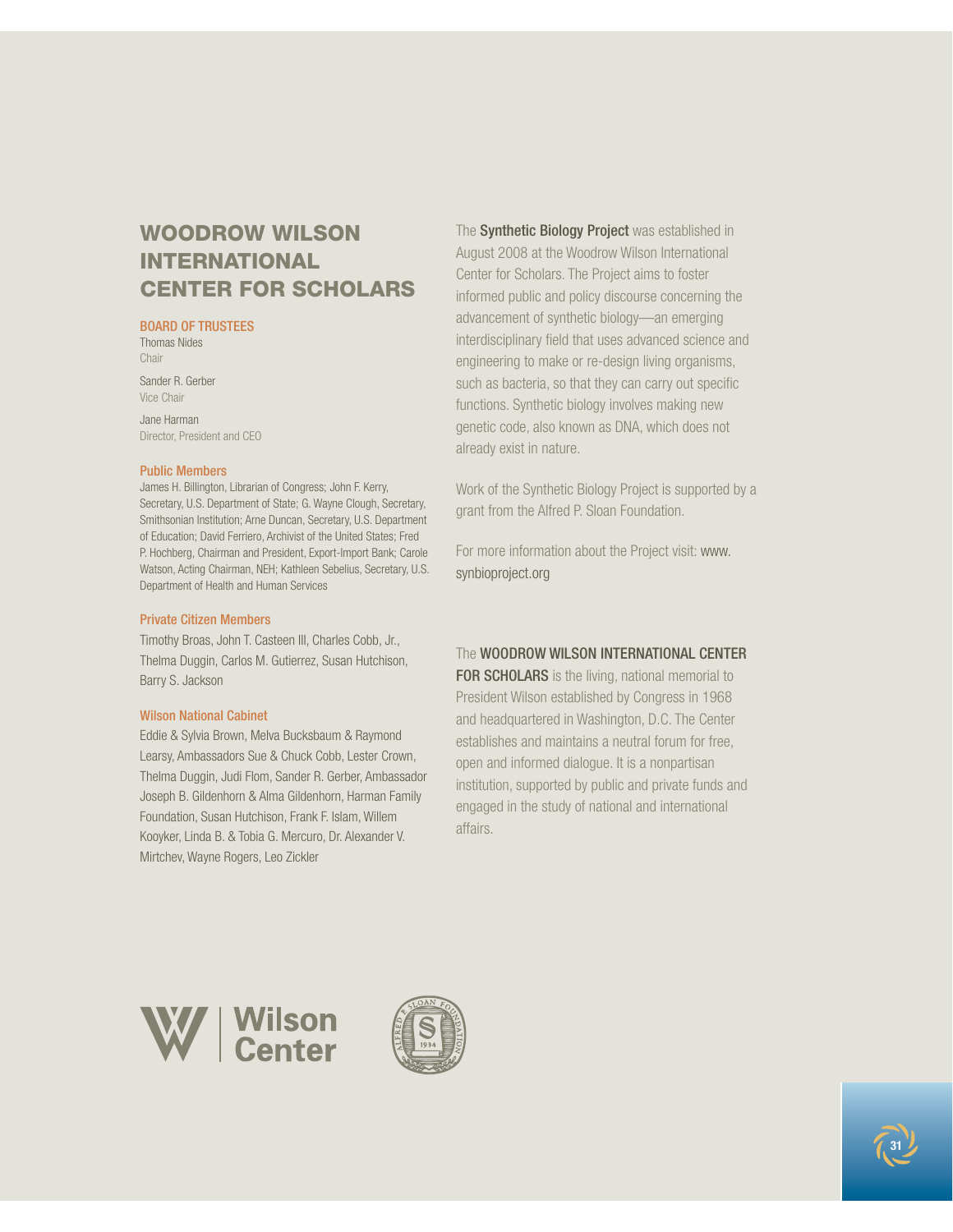# WOODROW WILSON INTERNATIONAL CENTER FOR SCHOLARS

### BOARD OF TRUSTEES

Thomas Nides
Chair

Sander R. Gerber
Vice Chair

Jane Harman
Director, President and CEO

#### Public Members

James H. Billington, Librarian of Congress; John F. Kerry, Secretary, U.S. Department of State; G. Wayne Clough, Secretary, Smithsonian Institution; Arne Duncan, Secretary, U.S. Department of Education; David Ferriero, Archivist of the United States; Fred P. Hochberg, Chairman and President, Export-Import Bank; Carole Watson, Acting Chairman, NEH; Kathleen Sebelius, Secretary, U.S. Department of Health and Human Services

#### Private Citizen Members

Timothy Broas, John T. Casteen III, Charles Cobb, Jr., Thelma Duggin, Carlos M. Gutierrez, Susan Hutchison, Barry S. Jackson

#### Wilson National Cabinet

Eddie & Sylvia Brown, Melva Bucksbaum & Raymond Learsy, Ambassadors Sue & Chuck Cobb, Lester Crown, Thelma Duggin, Judi Flom, Sander R. Gerber, Ambassador Joseph B. Gildenhorn & Alma Gildenhorn, Harman Family Foundation, Susan Hutchison, Frank F. Islam, Willem Kooyker, Linda B. & Tobia G. Mercuro, Dr. Alexander V. Mirtchev, Wayne Rogers, Leo Zickler

The **Synthetic Biology Project** was established in August 2008 at the Woodrow Wilson International Center for Scholars. The Project aims to foster informed public and policy discourse concerning the advancement of synthetic biology—an emerging interdisciplinary field that uses advanced science and engineering to make or re-design living organisms, such as bacteria, so that they can carry out specific functions. Synthetic biology involves making new genetic code, also known as DNA, which does not already exist in nature.

Work of the Synthetic Biology Project is supported by a grant from the Alfred P. Sloan Foundation.

For more information about the Project visit: www.synbioproject.org

The **WOODROW WILSON INTERNATIONAL CENTER FOR SCHOLARS** is the living, national memorial to President Wilson established by Congress in 1968 and headquartered in Washington, D.C. The Center establishes and maintains a neutral forum for free, open and informed dialogue. It is a nonpartisan institution, supported by public and private funds and engaged in the study of national and international affairs.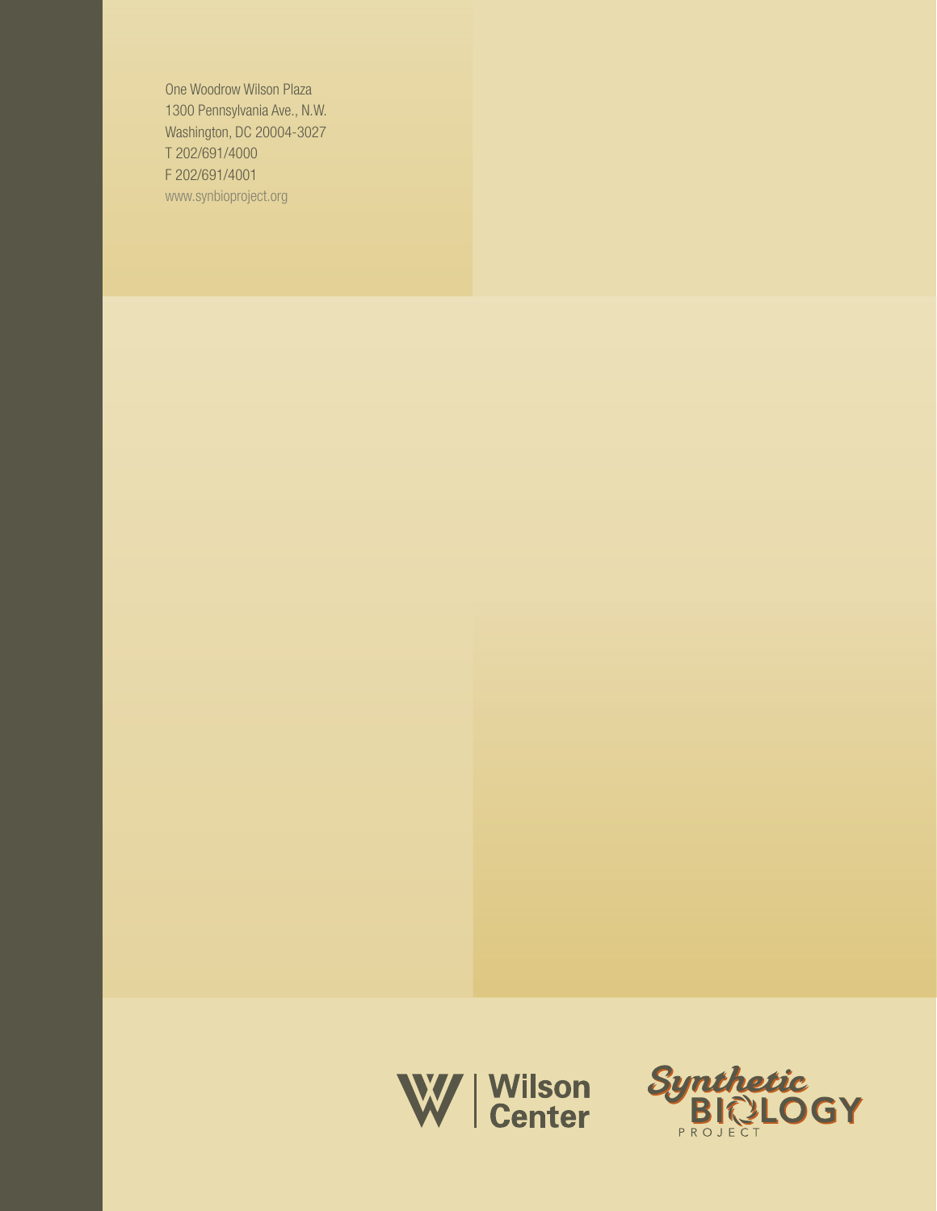One Woodrow Wilson Plaza
1300 Pennsylvania Ave., N.W.
Washington, DC 20004-3027
T 202/691/4000
F 202/691/4001
www.synbioproject.org

Wilson Center

Synthetic BIOLOGY PROJECT